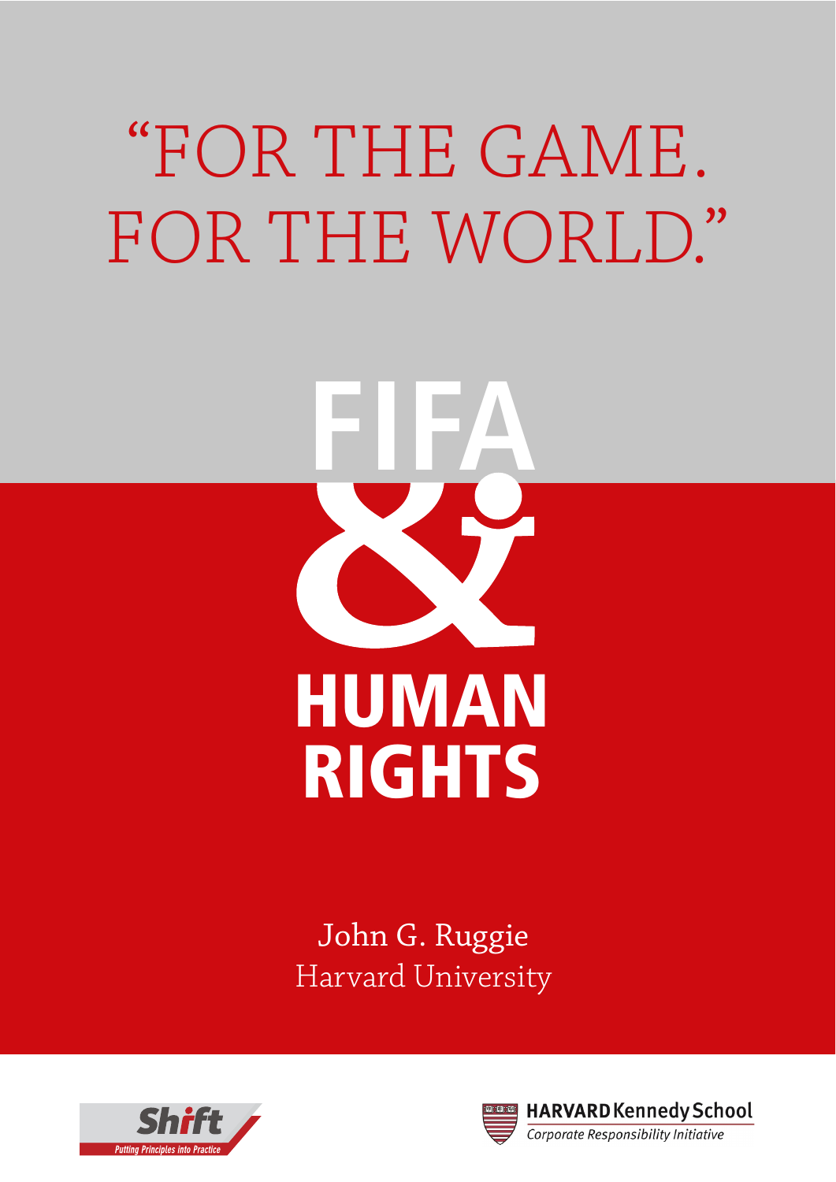# "FOR THE GAME. FOR THE WORLD."

# FIFA & HUMAN RIGHTS

John G. Ruggie
Harvard University

Shift
Putting Principles into Practice

HARVARD Kennedy School
Corporate Responsibility Initiative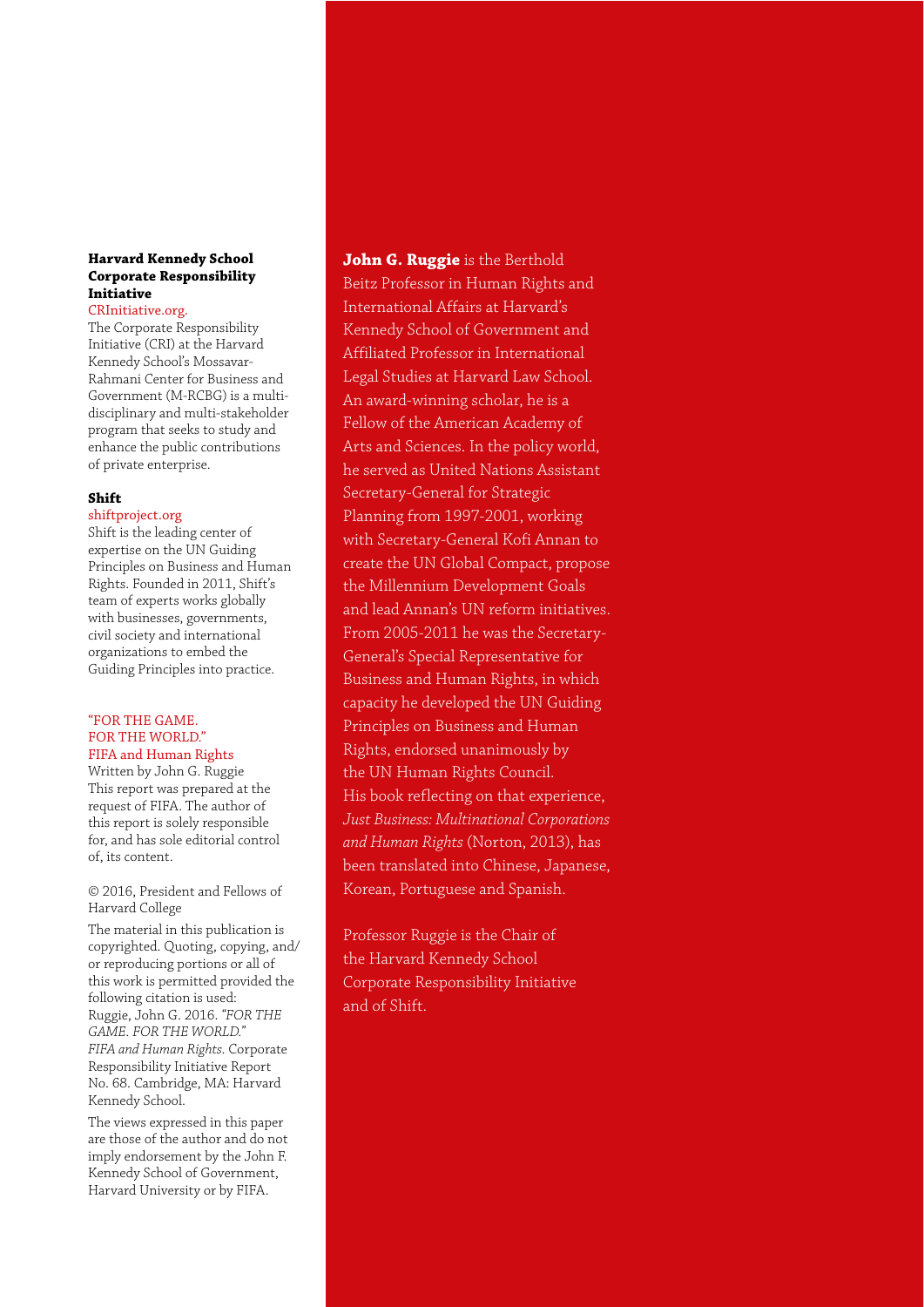**Harvard Kennedy School Corporate Responsibility Initiative**

CRInitiative.org.

The Corporate Responsibility Initiative (CRI) at the Harvard Kennedy School's Mossavar-Rahmani Center for Business and Government (M-RCBG) is a multi-disciplinary and multi-stakeholder program that seeks to study and enhance the public contributions of private enterprise.

**Shift**

shiftproject.org

Shift is the leading center of expertise on the UN Guiding Principles on Business and Human Rights. Founded in 2011, Shift's team of experts works globally with businesses, governments, civil society and international organizations to embed the Guiding Principles into practice.

"FOR THE GAME.
FOR THE WORLD."
FIFA and Human Rights

Written by John G. Ruggie
This report was prepared at the request of FIFA. The author of this report is solely responsible for, and has sole editorial control of, its content.

© 2016, President and Fellows of Harvard College

The material in this publication is copyrighted. Quoting, copying, and/or reproducing portions or all of this work is permitted provided the following citation is used:
Ruggie, John G. 2016. *"FOR THE GAME. FOR THE WORLD." FIFA and Human Rights.* Corporate Responsibility Initiative Report No. 68. Cambridge, MA: Harvard Kennedy School.

The views expressed in this paper are those of the author and do not imply endorsement by the John F. Kennedy School of Government, Harvard University or by FIFA.

**John G. Ruggie** is the Berthold Beitz Professor in Human Rights and International Affairs at Harvard's Kennedy School of Government and Affiliated Professor in International Legal Studies at Harvard Law School. An award-winning scholar, he is a Fellow of the American Academy of Arts and Sciences. In the policy world, he served as United Nations Assistant Secretary-General for Strategic Planning from 1997-2001, working with Secretary-General Kofi Annan to create the UN Global Compact, propose the Millennium Development Goals and lead Annan's UN reform initiatives. From 2005-2011 he was the Secretary-General's Special Representative for Business and Human Rights, in which capacity he developed the UN Guiding Principles on Business and Human Rights, endorsed unanimously by the UN Human Rights Council. His book reflecting on that experience, *Just Business: Multinational Corporations and Human Rights* (Norton, 2013), has been translated into Chinese, Japanese, Korean, Portuguese and Spanish.

Professor Ruggie is the Chair of the Harvard Kennedy School Corporate Responsibility Initiative and of Shift.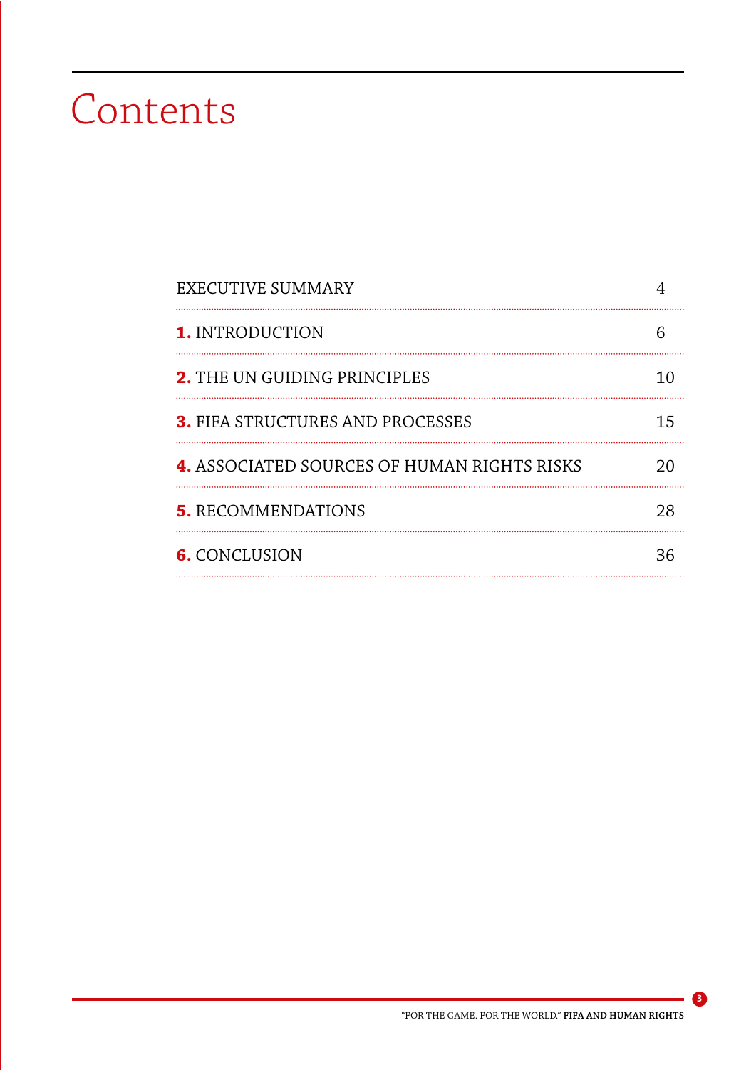# Contents

| | |
|---|---|
| EXECUTIVE SUMMARY | 4 |
| **1.** INTRODUCTION | 6 |
| **2.** THE UN GUIDING PRINCIPLES | 10 |
| **3.** FIFA STRUCTURES AND PROCESSES | 15 |
| **4.** ASSOCIATED SOURCES OF HUMAN RIGHTS RISKS | 20 |
| **5.** RECOMMENDATIONS | 28 |
| **6.** CONCLUSION | 36 |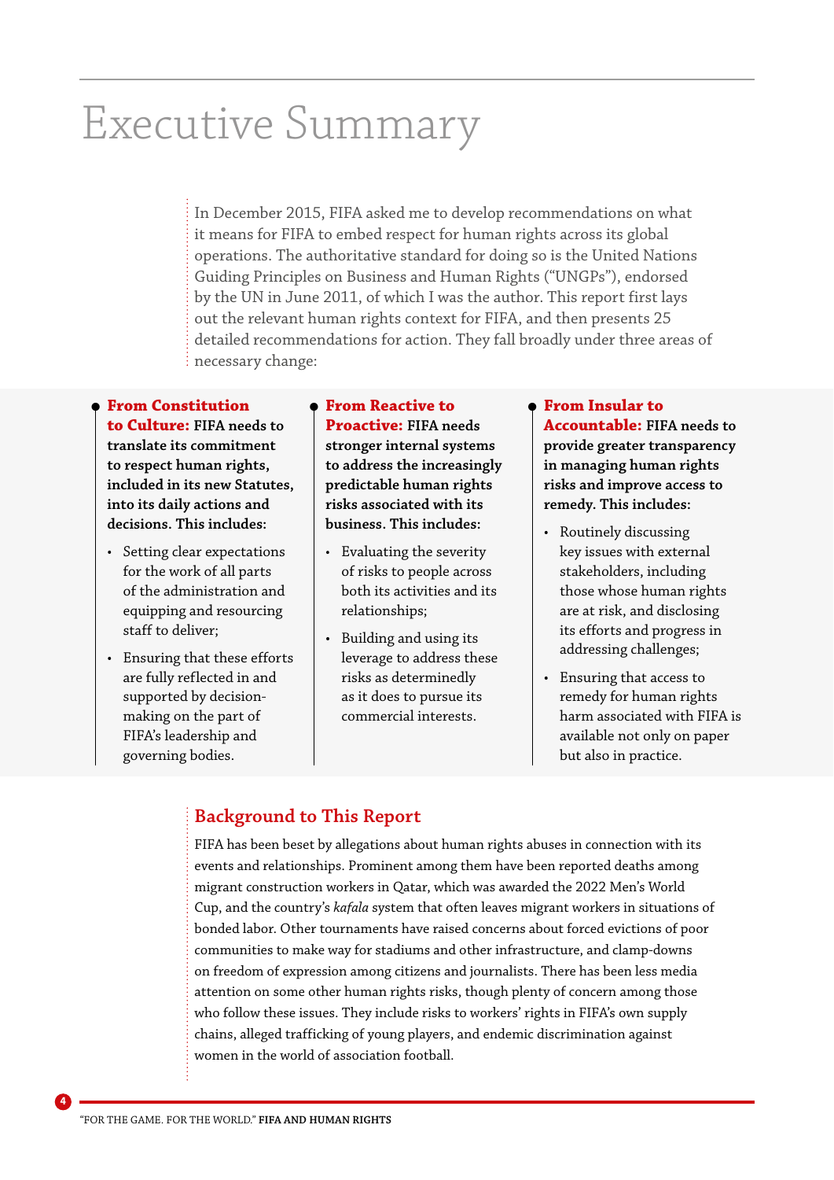# Executive Summary

In December 2015, FIFA asked me to develop recommendations on what it means for FIFA to embed respect for human rights across its global operations. The authoritative standard for doing so is the United Nations Guiding Principles on Business and Human Rights ("UNGPs"), endorsed by the UN in June 2011, of which I was the author. This report first lays out the relevant human rights context for FIFA, and then presents 25 detailed recommendations for action. They fall broadly under three areas of necessary change:

**From Constitution to Culture: FIFA needs to translate its commitment to respect human rights, included in its new Statutes, into its daily actions and decisions. This includes:**

- Setting clear expectations for the work of all parts of the administration and equipping and resourcing staff to deliver;
- Ensuring that these efforts are fully reflected in and supported by decision-making on the part of FIFA's leadership and governing bodies.

**From Reactive to Proactive: FIFA needs stronger internal systems to address the increasingly predictable human rights risks associated with its business. This includes:**

- Evaluating the severity of risks to people across both its activities and its relationships;
- Building and using its leverage to address these risks as determinedly as it does to pursue its commercial interests.

**From Insular to Accountable: FIFA needs to provide greater transparency in managing human rights risks and improve access to remedy. This includes:**

- Routinely discussing key issues with external stakeholders, including those whose human rights are at risk, and disclosing its efforts and progress in addressing challenges;
- Ensuring that access to remedy for human rights harm associated with FIFA is available not only on paper but also in practice.

## Background to This Report

FIFA has been beset by allegations about human rights abuses in connection with its events and relationships. Prominent among them have been reported deaths among migrant construction workers in Qatar, which was awarded the 2022 Men's World Cup, and the country's *kafala* system that often leaves migrant workers in situations of bonded labor. Other tournaments have raised concerns about forced evictions of poor communities to make way for stadiums and other infrastructure, and clamp-downs on freedom of expression among citizens and journalists. There has been less media attention on some other human rights risks, though plenty of concern among those who follow these issues. They include risks to workers' rights in FIFA's own supply chains, alleged trafficking of young players, and endemic discrimination against women in the world of association football.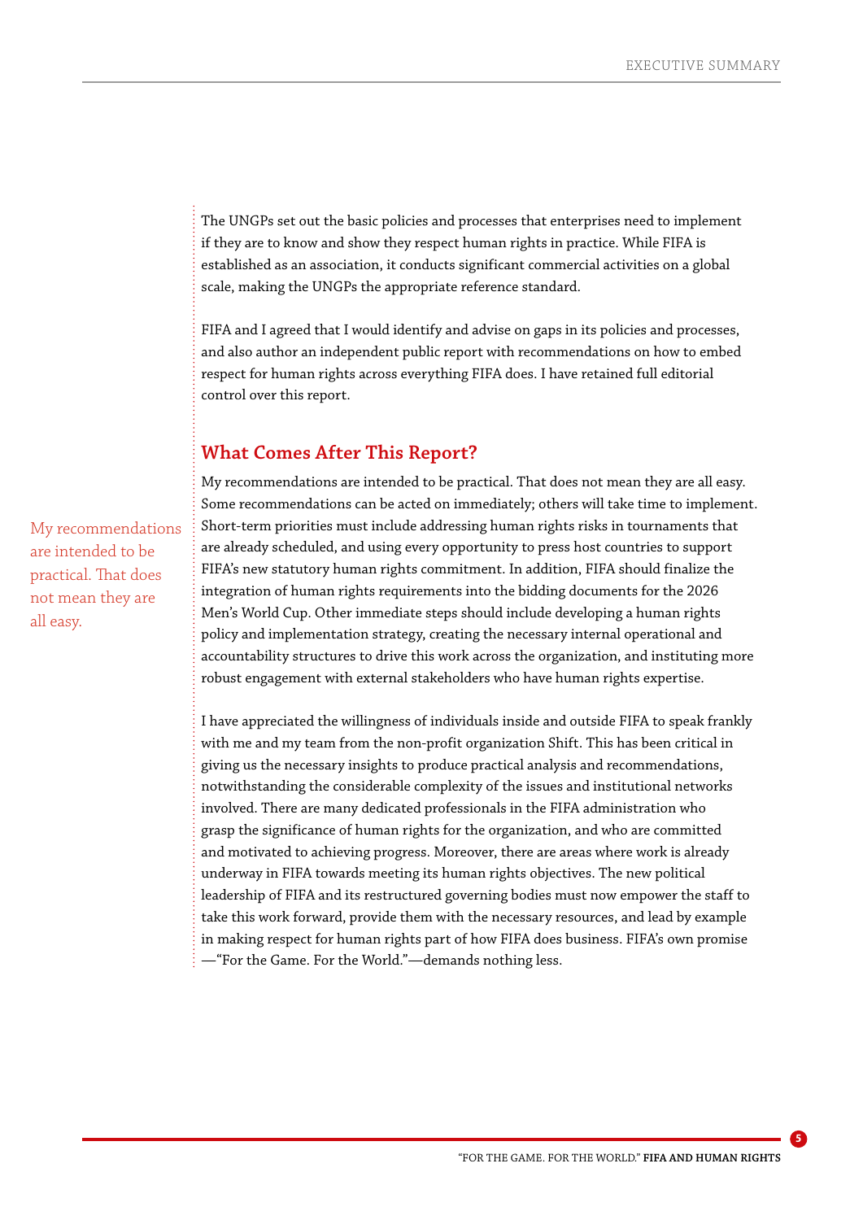The UNGPs set out the basic policies and processes that enterprises need to implement if they are to know and show they respect human rights in practice. While FIFA is established as an association, it conducts significant commercial activities on a global scale, making the UNGPs the appropriate reference standard.

FIFA and I agreed that I would identify and advise on gaps in its policies and processes, and also author an independent public report with recommendations on how to embed respect for human rights across everything FIFA does. I have retained full editorial control over this report.

## What Comes After This Report?

> My recommendations are intended to be practical. That does not mean they are all easy.

My recommendations are intended to be practical. That does not mean they are all easy. Some recommendations can be acted on immediately; others will take time to implement. Short-term priorities must include addressing human rights risks in tournaments that are already scheduled, and using every opportunity to press host countries to support FIFA's new statutory human rights commitment. In addition, FIFA should finalize the integration of human rights requirements into the bidding documents for the 2026 Men's World Cup. Other immediate steps should include developing a human rights policy and implementation strategy, creating the necessary internal operational and accountability structures to drive this work across the organization, and instituting more robust engagement with external stakeholders who have human rights expertise.

I have appreciated the willingness of individuals inside and outside FIFA to speak frankly with me and my team from the non-profit organization Shift. This has been critical in giving us the necessary insights to produce practical analysis and recommendations, notwithstanding the considerable complexity of the issues and institutional networks involved. There are many dedicated professionals in the FIFA administration who grasp the significance of human rights for the organization, and who are committed and motivated to achieving progress. Moreover, there are areas where work is already underway in FIFA towards meeting its human rights objectives. The new political leadership of FIFA and its restructured governing bodies must now empower the staff to take this work forward, provide them with the necessary resources, and lead by example in making respect for human rights part of how FIFA does business. FIFA's own promise —"For the Game. For the World."—demands nothing less.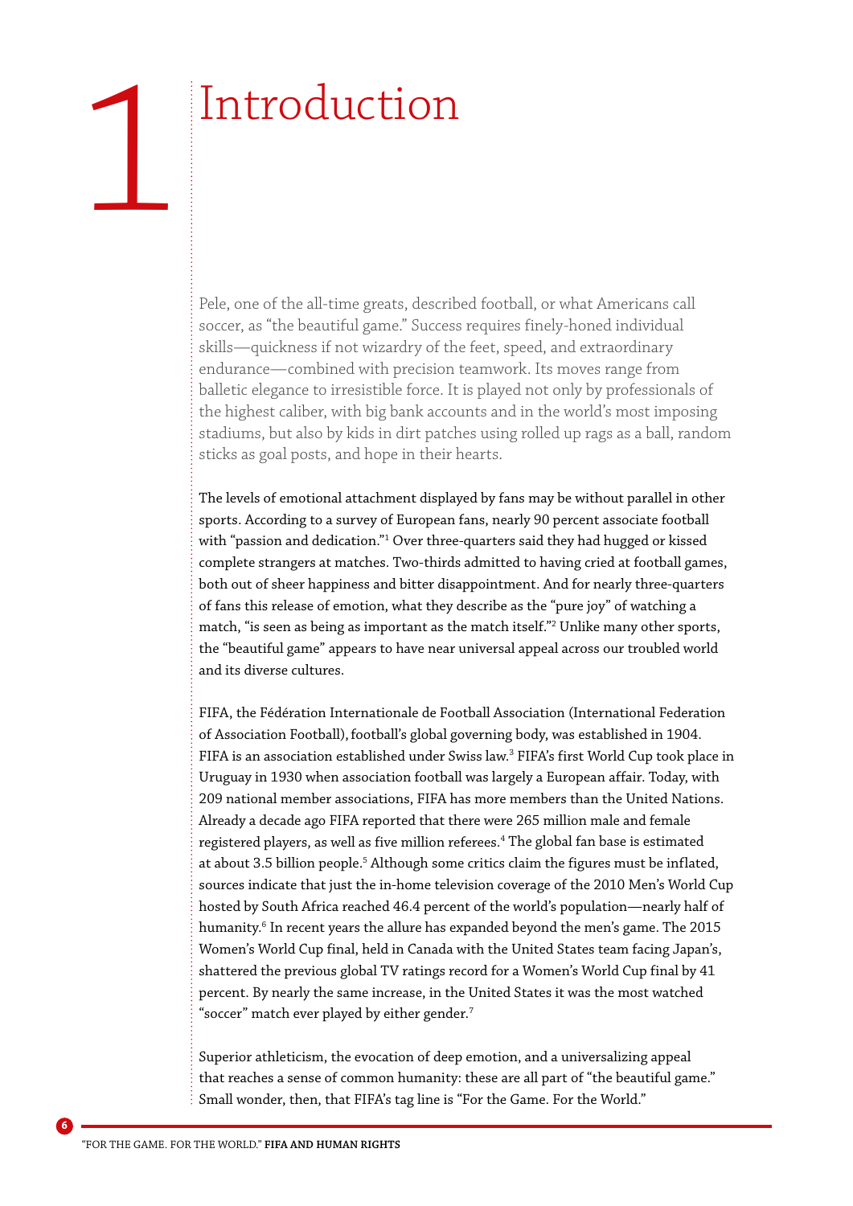# 1 Introduction

Pele, one of the all-time greats, described football, or what Americans call soccer, as "the beautiful game." Success requires finely-honed individual skills—quickness if not wizardry of the feet, speed, and extraordinary endurance—combined with precision teamwork. Its moves range from balletic elegance to irresistible force. It is played not only by professionals of the highest caliber, with big bank accounts and in the world's most imposing stadiums, but also by kids in dirt patches using rolled up rags as a ball, random sticks as goal posts, and hope in their hearts.

The levels of emotional attachment displayed by fans may be without parallel in other sports. According to a survey of European fans, nearly 90 percent associate football with "passion and dedication."[1] Over three-quarters said they had hugged or kissed complete strangers at matches. Two-thirds admitted to having cried at football games, both out of sheer happiness and bitter disappointment. And for nearly three-quarters of fans this release of emotion, what they describe as the "pure joy" of watching a match, "is seen as being as important as the match itself."[2] Unlike many other sports, the "beautiful game" appears to have near universal appeal across our troubled world and its diverse cultures.

FIFA, the Fédération Internationale de Football Association (International Federation of Association Football), football's global governing body, was established in 1904. FIFA is an association established under Swiss law.[3] FIFA's first World Cup took place in Uruguay in 1930 when association football was largely a European affair. Today, with 209 national member associations, FIFA has more members than the United Nations. Already a decade ago FIFA reported that there were 265 million male and female registered players, as well as five million referees.[4] The global fan base is estimated at about 3.5 billion people.[5] Although some critics claim the figures must be inflated, sources indicate that just the in-home television coverage of the 2010 Men's World Cup hosted by South Africa reached 46.4 percent of the world's population—nearly half of humanity.[6] In recent years the allure has expanded beyond the men's game. The 2015 Women's World Cup final, held in Canada with the United States team facing Japan's, shattered the previous global TV ratings record for a Women's World Cup final by 41 percent. By nearly the same increase, in the United States it was the most watched "soccer" match ever played by either gender.[7]

Superior athleticism, the evocation of deep emotion, and a universalizing appeal that reaches a sense of common humanity: these are all part of "the beautiful game." Small wonder, then, that FIFA's tag line is "For the Game. For the World."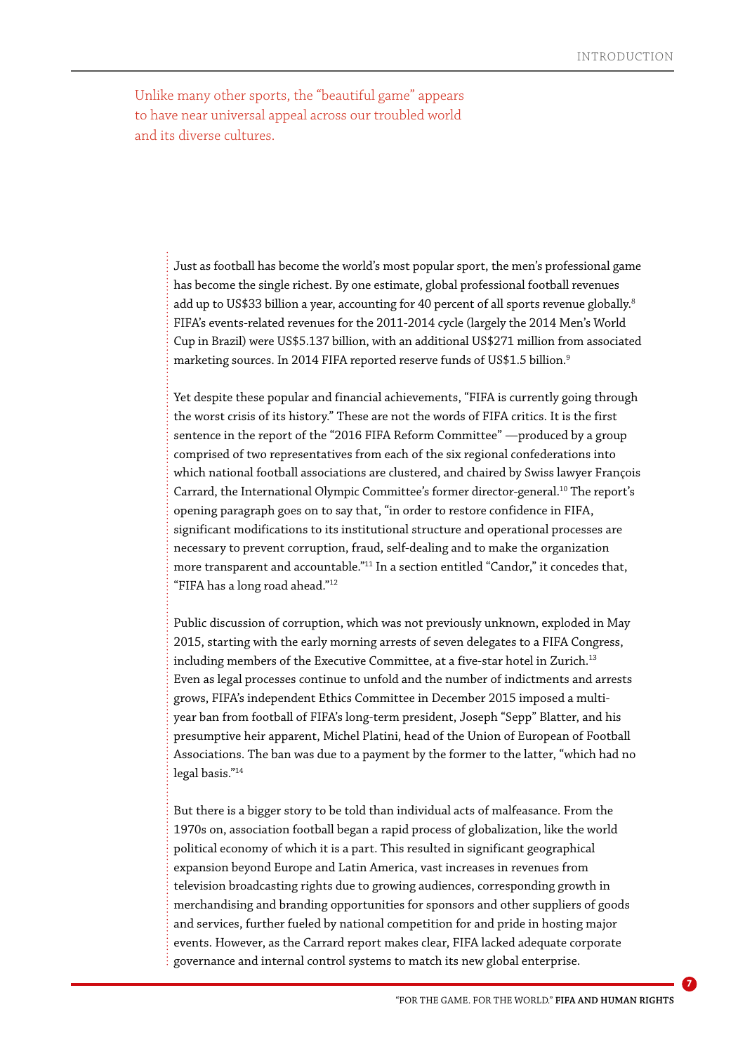Unlike many other sports, the "beautiful game" appears to have near universal appeal across our troubled world and its diverse cultures.

Just as football has become the world's most popular sport, the men's professional game has become the single richest. By one estimate, global professional football revenues add up to US$33 billion a year, accounting for 40 percent of all sports revenue globally.[8] FIFA's events-related revenues for the 2011-2014 cycle (largely the 2014 Men's World Cup in Brazil) were US$5.137 billion, with an additional US$271 million from associated marketing sources. In 2014 FIFA reported reserve funds of US$1.5 billion.[9]

Yet despite these popular and financial achievements, "FIFA is currently going through the worst crisis of its history." These are not the words of FIFA critics. It is the first sentence in the report of the "2016 FIFA Reform Committee" —produced by a group comprised of two representatives from each of the six regional confederations into which national football associations are clustered, and chaired by Swiss lawyer François Carrard, the International Olympic Committee's former director-general.[10] The report's opening paragraph goes on to say that, "in order to restore confidence in FIFA, significant modifications to its institutional structure and operational processes are necessary to prevent corruption, fraud, self-dealing and to make the organization more transparent and accountable."[11] In a section entitled "Candor," it concedes that, "FIFA has a long road ahead."[12]

Public discussion of corruption, which was not previously unknown, exploded in May 2015, starting with the early morning arrests of seven delegates to a FIFA Congress, including members of the Executive Committee, at a five-star hotel in Zurich.[13] Even as legal processes continue to unfold and the number of indictments and arrests grows, FIFA's independent Ethics Committee in December 2015 imposed a multi-year ban from football of FIFA's long-term president, Joseph "Sepp" Blatter, and his presumptive heir apparent, Michel Platini, head of the Union of European of Football Associations. The ban was due to a payment by the former to the latter, "which had no legal basis."[14]

But there is a bigger story to be told than individual acts of malfeasance. From the 1970s on, association football began a rapid process of globalization, like the world political economy of which it is a part. This resulted in significant geographical expansion beyond Europe and Latin America, vast increases in revenues from television broadcasting rights due to growing audiences, corresponding growth in merchandising and branding opportunities for sponsors and other suppliers of goods and services, further fueled by national competition for and pride in hosting major events. However, as the Carrard report makes clear, FIFA lacked adequate corporate governance and internal control systems to match its new global enterprise.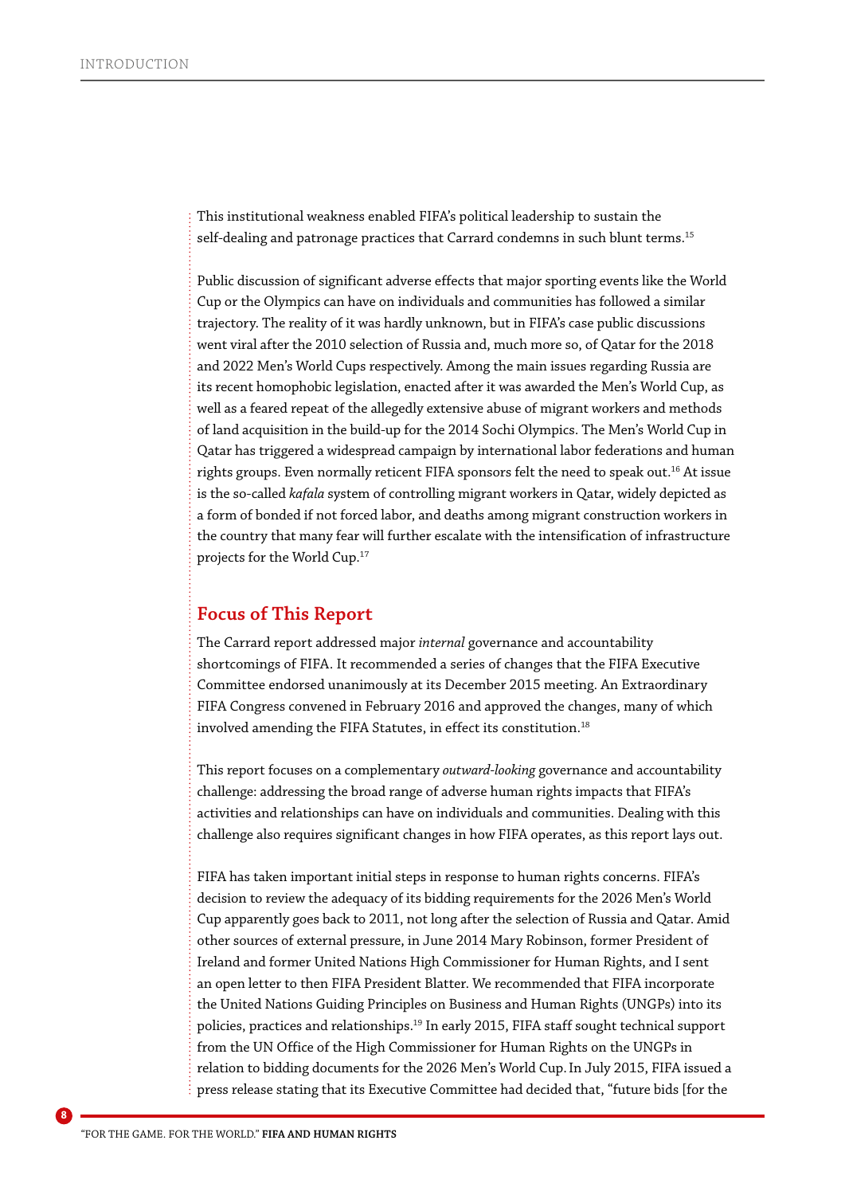This institutional weakness enabled FIFA's political leadership to sustain the self-dealing and patronage practices that Carrard condemns in such blunt terms.[15]

Public discussion of significant adverse effects that major sporting events like the World Cup or the Olympics can have on individuals and communities has followed a similar trajectory. The reality of it was hardly unknown, but in FIFA's case public discussions went viral after the 2010 selection of Russia and, much more so, of Qatar for the 2018 and 2022 Men's World Cups respectively. Among the main issues regarding Russia are its recent homophobic legislation, enacted after it was awarded the Men's World Cup, as well as a feared repeat of the allegedly extensive abuse of migrant workers and methods of land acquisition in the build-up for the 2014 Sochi Olympics. The Men's World Cup in Qatar has triggered a widespread campaign by international labor federations and human rights groups. Even normally reticent FIFA sponsors felt the need to speak out.[16] At issue is the so-called *kafala* system of controlling migrant workers in Qatar, widely depicted as a form of bonded if not forced labor, and deaths among migrant construction workers in the country that many fear will further escalate with the intensification of infrastructure projects for the World Cup.[17]

## Focus of This Report

The Carrard report addressed major *internal* governance and accountability shortcomings of FIFA. It recommended a series of changes that the FIFA Executive Committee endorsed unanimously at its December 2015 meeting. An Extraordinary FIFA Congress convened in February 2016 and approved the changes, many of which involved amending the FIFA Statutes, in effect its constitution.[18]

This report focuses on a complementary *outward-looking* governance and accountability challenge: addressing the broad range of adverse human rights impacts that FIFA's activities and relationships can have on individuals and communities. Dealing with this challenge also requires significant changes in how FIFA operates, as this report lays out.

FIFA has taken important initial steps in response to human rights concerns. FIFA's decision to review the adequacy of its bidding requirements for the 2026 Men's World Cup apparently goes back to 2011, not long after the selection of Russia and Qatar. Amid other sources of external pressure, in June 2014 Mary Robinson, former President of Ireland and former United Nations High Commissioner for Human Rights, and I sent an open letter to then FIFA President Blatter. We recommended that FIFA incorporate the United Nations Guiding Principles on Business and Human Rights (UNGPs) into its policies, practices and relationships.[19] In early 2015, FIFA staff sought technical support from the UN Office of the High Commissioner for Human Rights on the UNGPs in relation to bidding documents for the 2026 Men's World Cup. In July 2015, FIFA issued a press release stating that its Executive Committee had decided that, "future bids [for the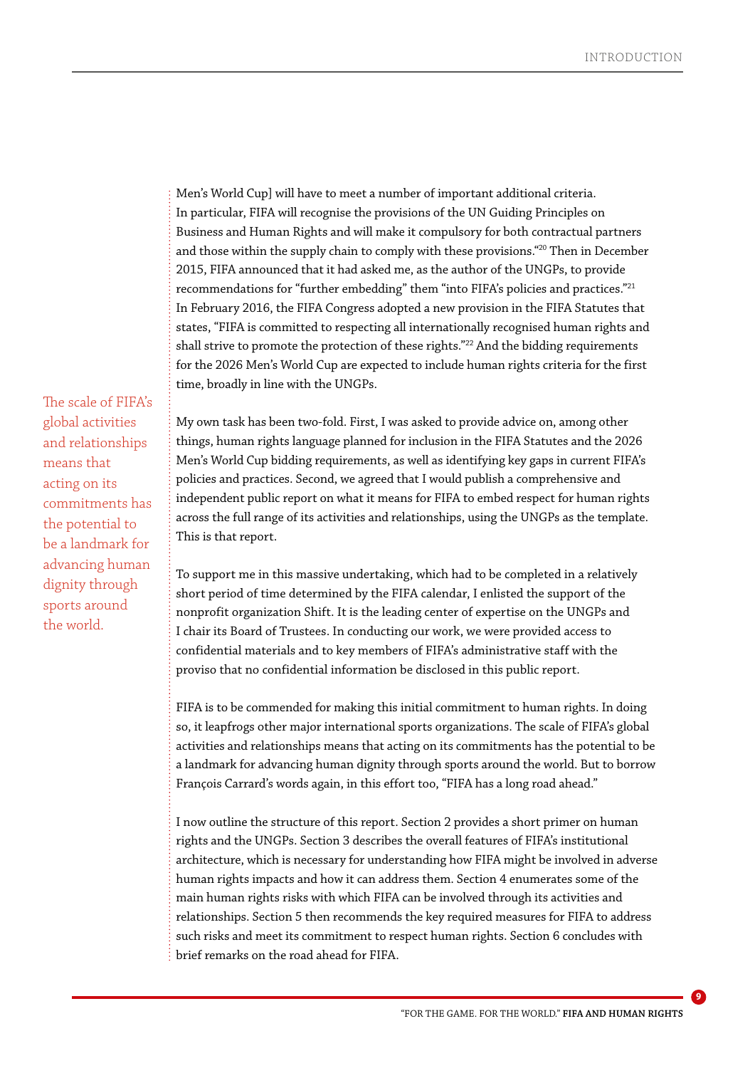Men's World Cup] will have to meet a number of important additional criteria. In particular, FIFA will recognise the provisions of the UN Guiding Principles on Business and Human Rights and will make it compulsory for both contractual partners and those within the supply chain to comply with these provisions."[20] Then in December 2015, FIFA announced that it had asked me, as the author of the UNGPs, to provide recommendations for "further embedding" them "into FIFA's policies and practices."[21] In February 2016, the FIFA Congress adopted a new provision in the FIFA Statutes that states, "FIFA is committed to respecting all internationally recognised human rights and shall strive to promote the protection of these rights."[22] And the bidding requirements for the 2026 Men's World Cup are expected to include human rights criteria for the first time, broadly in line with the UNGPs.

> The scale of FIFA's global activities and relationships means that acting on its commitments has the potential to be a landmark for advancing human dignity through sports around the world.

My own task has been two-fold. First, I was asked to provide advice on, among other things, human rights language planned for inclusion in the FIFA Statutes and the 2026 Men's World Cup bidding requirements, as well as identifying key gaps in current FIFA's policies and practices. Second, we agreed that I would publish a comprehensive and independent public report on what it means for FIFA to embed respect for human rights across the full range of its activities and relationships, using the UNGPs as the template. This is that report.

To support me in this massive undertaking, which had to be completed in a relatively short period of time determined by the FIFA calendar, I enlisted the support of the nonprofit organization Shift. It is the leading center of expertise on the UNGPs and I chair its Board of Trustees. In conducting our work, we were provided access to confidential materials and to key members of FIFA's administrative staff with the proviso that no confidential information be disclosed in this public report.

FIFA is to be commended for making this initial commitment to human rights. In doing so, it leapfrogs other major international sports organizations. The scale of FIFA's global activities and relationships means that acting on its commitments has the potential to be a landmark for advancing human dignity through sports around the world. But to borrow François Carrard's words again, in this effort too, "FIFA has a long road ahead."

I now outline the structure of this report. Section 2 provides a short primer on human rights and the UNGPs. Section 3 describes the overall features of FIFA's institutional architecture, which is necessary for understanding how FIFA might be involved in adverse human rights impacts and how it can address them. Section 4 enumerates some of the main human rights risks with which FIFA can be involved through its activities and relationships. Section 5 then recommends the key required measures for FIFA to address such risks and meet its commitment to respect human rights. Section 6 concludes with brief remarks on the road ahead for FIFA.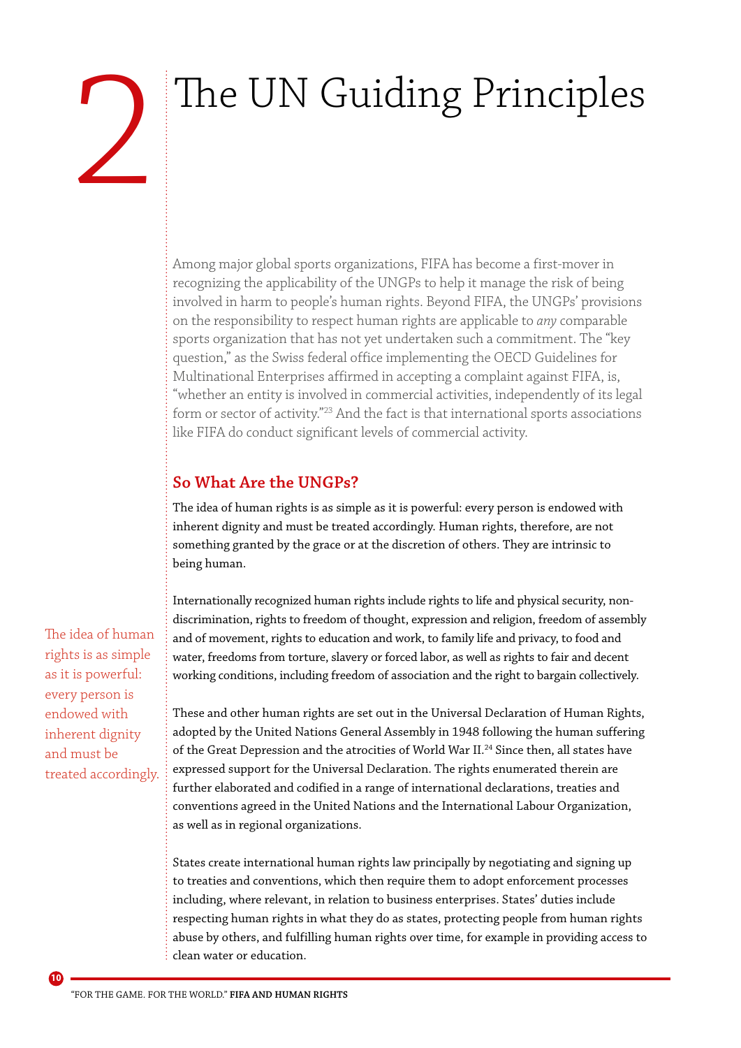# 2 The UN Guiding Principles

Among major global sports organizations, FIFA has become a first-mover in recognizing the applicability of the UNGPs to help it manage the risk of being involved in harm to people's human rights. Beyond FIFA, the UNGPs' provisions on the responsibility to respect human rights are applicable to *any* comparable sports organization that has not yet undertaken such a commitment. The "key question," as the Swiss federal office implementing the OECD Guidelines for Multinational Enterprises affirmed in accepting a complaint against FIFA, is, "whether an entity is involved in commercial activities, independently of its legal form or sector of activity."[23] And the fact is that international sports associations like FIFA do conduct significant levels of commercial activity.

## So What Are the UNGPs?

The idea of human rights is as simple as it is powerful: every person is endowed with inherent dignity and must be treated accordingly. Human rights, therefore, are not something granted by the grace or at the discretion of others. They are intrinsic to being human.

Internationally recognized human rights include rights to life and physical security, non-discrimination, rights to freedom of thought, expression and religion, freedom of assembly and of movement, rights to education and work, to family life and privacy, to food and water, freedoms from torture, slavery or forced labor, as well as rights to fair and decent working conditions, including freedom of association and the right to bargain collectively.

> The idea of human rights is as simple as it is powerful: every person is endowed with inherent dignity and must be treated accordingly.

These and other human rights are set out in the Universal Declaration of Human Rights, adopted by the United Nations General Assembly in 1948 following the human suffering of the Great Depression and the atrocities of World War II.[24] Since then, all states have expressed support for the Universal Declaration. The rights enumerated therein are further elaborated and codified in a range of international declarations, treaties and conventions agreed in the United Nations and the International Labour Organization, as well as in regional organizations.

States create international human rights law principally by negotiating and signing up to treaties and conventions, which then require them to adopt enforcement processes including, where relevant, in relation to business enterprises. States' duties include respecting human rights in what they do as states, protecting people from human rights abuse by others, and fulfilling human rights over time, for example in providing access to clean water or education.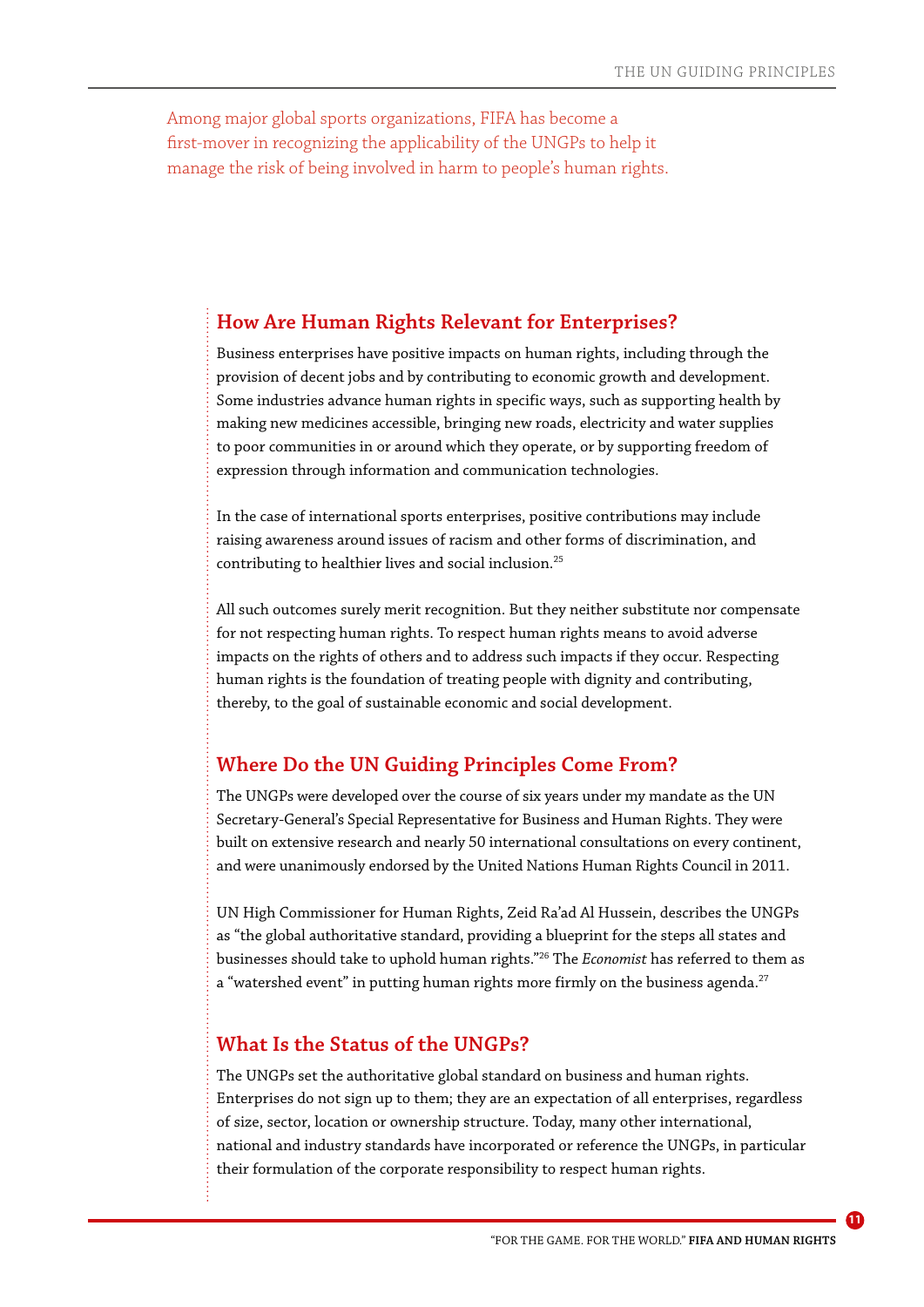Among major global sports organizations, FIFA has become a first-mover in recognizing the applicability of the UNGPs to help it manage the risk of being involved in harm to people's human rights.

## How Are Human Rights Relevant for Enterprises?

Business enterprises have positive impacts on human rights, including through the provision of decent jobs and by contributing to economic growth and development. Some industries advance human rights in specific ways, such as supporting health by making new medicines accessible, bringing new roads, electricity and water supplies to poor communities in or around which they operate, or by supporting freedom of expression through information and communication technologies.

In the case of international sports enterprises, positive contributions may include raising awareness around issues of racism and other forms of discrimination, and contributing to healthier lives and social inclusion.[25]

All such outcomes surely merit recognition. But they neither substitute nor compensate for not respecting human rights. To respect human rights means to avoid adverse impacts on the rights of others and to address such impacts if they occur. Respecting human rights is the foundation of treating people with dignity and contributing, thereby, to the goal of sustainable economic and social development.

## Where Do the UN Guiding Principles Come From?

The UNGPs were developed over the course of six years under my mandate as the UN Secretary-General's Special Representative for Business and Human Rights. They were built on extensive research and nearly 50 international consultations on every continent, and were unanimously endorsed by the United Nations Human Rights Council in 2011.

UN High Commissioner for Human Rights, Zeid Ra'ad Al Hussein, describes the UNGPs as "the global authoritative standard, providing a blueprint for the steps all states and businesses should take to uphold human rights."[26] The *Economist* has referred to them as a "watershed event" in putting human rights more firmly on the business agenda.[27]

## What Is the Status of the UNGPs?

The UNGPs set the authoritative global standard on business and human rights. Enterprises do not sign up to them; they are an expectation of all enterprises, regardless of size, sector, location or ownership structure. Today, many other international, national and industry standards have incorporated or reference the UNGPs, in particular their formulation of the corporate responsibility to respect human rights.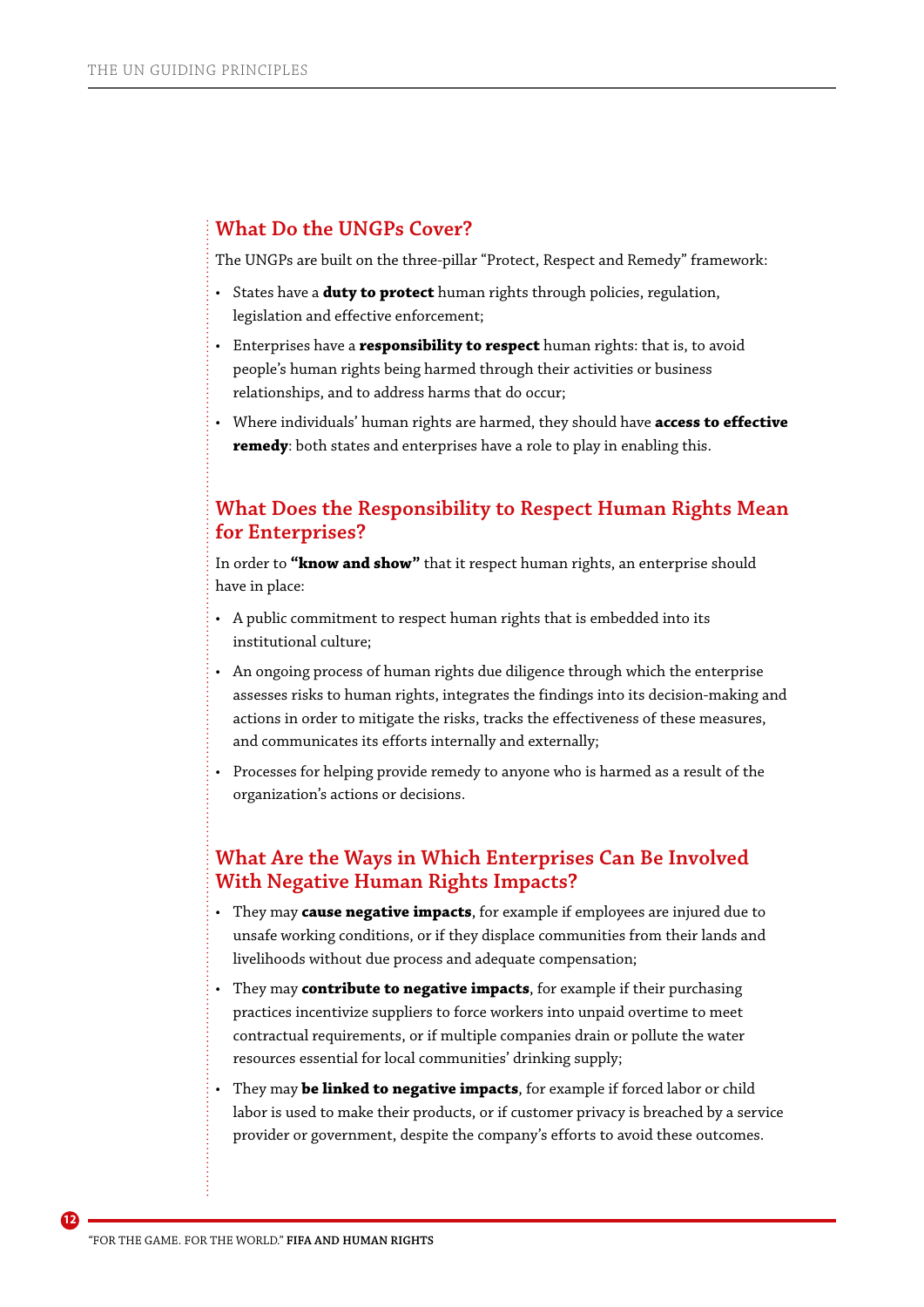## What Do the UNGPs Cover?

The UNGPs are built on the three-pillar "Protect, Respect and Remedy" framework:

- States have a **duty to protect** human rights through policies, regulation, legislation and effective enforcement;
- Enterprises have a **responsibility to respect** human rights: that is, to avoid people's human rights being harmed through their activities or business relationships, and to address harms that do occur;
- Where individuals' human rights are harmed, they should have **access to effective remedy**: both states and enterprises have a role to play in enabling this.

## What Does the Responsibility to Respect Human Rights Mean for Enterprises?

In order to **"know and show"** that it respect human rights, an enterprise should have in place:

- A public commitment to respect human rights that is embedded into its institutional culture;
- An ongoing process of human rights due diligence through which the enterprise assesses risks to human rights, integrates the findings into its decision-making and actions in order to mitigate the risks, tracks the effectiveness of these measures, and communicates its efforts internally and externally;
- Processes for helping provide remedy to anyone who is harmed as a result of the organization's actions or decisions.

## What Are the Ways in Which Enterprises Can Be Involved With Negative Human Rights Impacts?

- They may **cause negative impacts**, for example if employees are injured due to unsafe working conditions, or if they displace communities from their lands and livelihoods without due process and adequate compensation;
- They may **contribute to negative impacts**, for example if their purchasing practices incentivize suppliers to force workers into unpaid overtime to meet contractual requirements, or if multiple companies drain or pollute the water resources essential for local communities' drinking supply;
- They may **be linked to negative impacts**, for example if forced labor or child labor is used to make their products, or if customer privacy is breached by a service provider or government, despite the company's efforts to avoid these outcomes.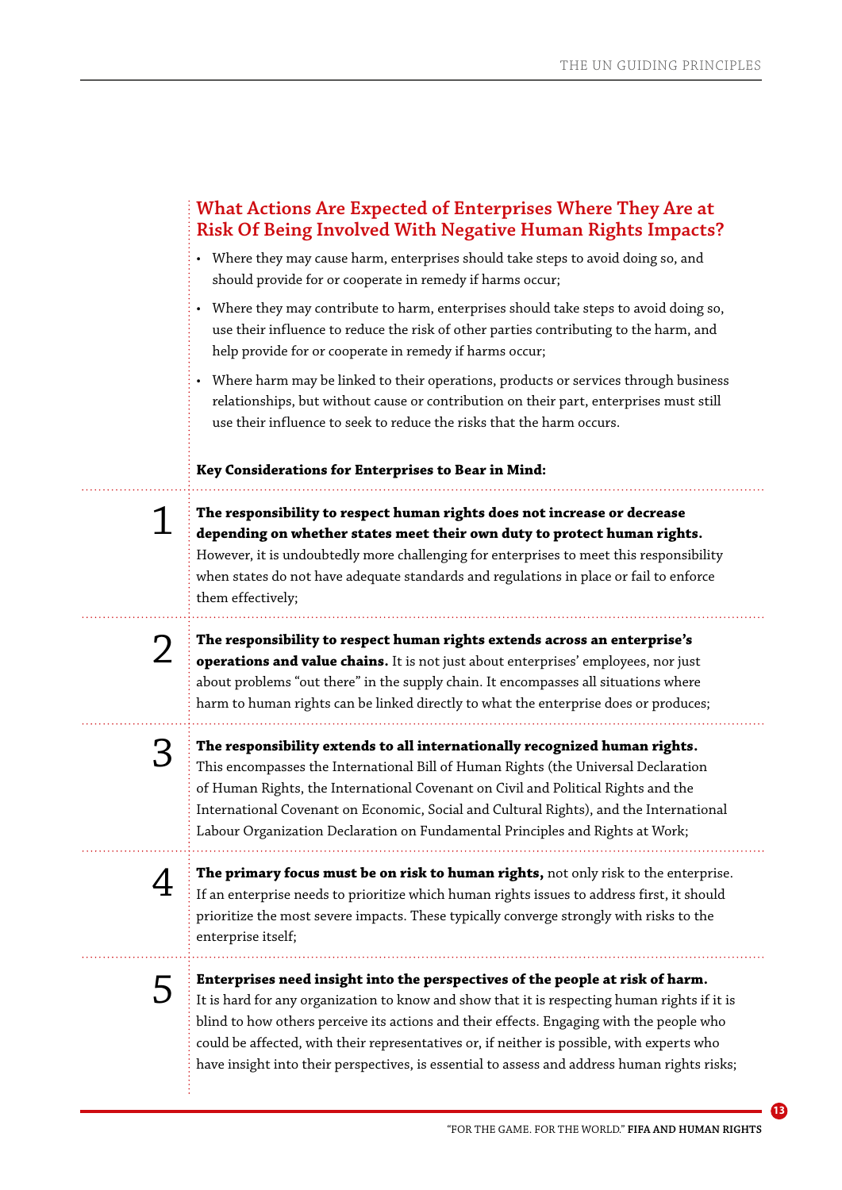## What Actions Are Expected of Enterprises Where They Are at Risk Of Being Involved With Negative Human Rights Impacts?

- Where they may cause harm, enterprises should take steps to avoid doing so, and should provide for or cooperate in remedy if harms occur;
- Where they may contribute to harm, enterprises should take steps to avoid doing so, use their influence to reduce the risk of other parties contributing to the harm, and help provide for or cooperate in remedy if harms occur;
- Where harm may be linked to their operations, products or services through business relationships, but without cause or contribution on their part, enterprises must still use their influence to seek to reduce the risks that the harm occurs.

**Key Considerations for Enterprises to Bear in Mind:**

1. **The responsibility to respect human rights does not increase or decrease depending on whether states meet their own duty to protect human rights.** However, it is undoubtedly more challenging for enterprises to meet this responsibility when states do not have adequate standards and regulations in place or fail to enforce them effectively;

2. **The responsibility to respect human rights extends across an enterprise's operations and value chains.** It is not just about enterprises' employees, nor just about problems "out there" in the supply chain. It encompasses all situations where harm to human rights can be linked directly to what the enterprise does or produces;

3. **The responsibility extends to all internationally recognized human rights.** This encompasses the International Bill of Human Rights (the Universal Declaration of Human Rights, the International Covenant on Civil and Political Rights and the International Covenant on Economic, Social and Cultural Rights), and the International Labour Organization Declaration on Fundamental Principles and Rights at Work;

4. **The primary focus must be on risk to human rights,** not only risk to the enterprise. If an enterprise needs to prioritize which human rights issues to address first, it should prioritize the most severe impacts. These typically converge strongly with risks to the enterprise itself;

5. **Enterprises need insight into the perspectives of the people at risk of harm.** It is hard for any organization to know and show that it is respecting human rights if it is blind to how others perceive its actions and their effects. Engaging with the people who could be affected, with their representatives or, if neither is possible, with experts who have insight into their perspectives, is essential to assess and address human rights risks;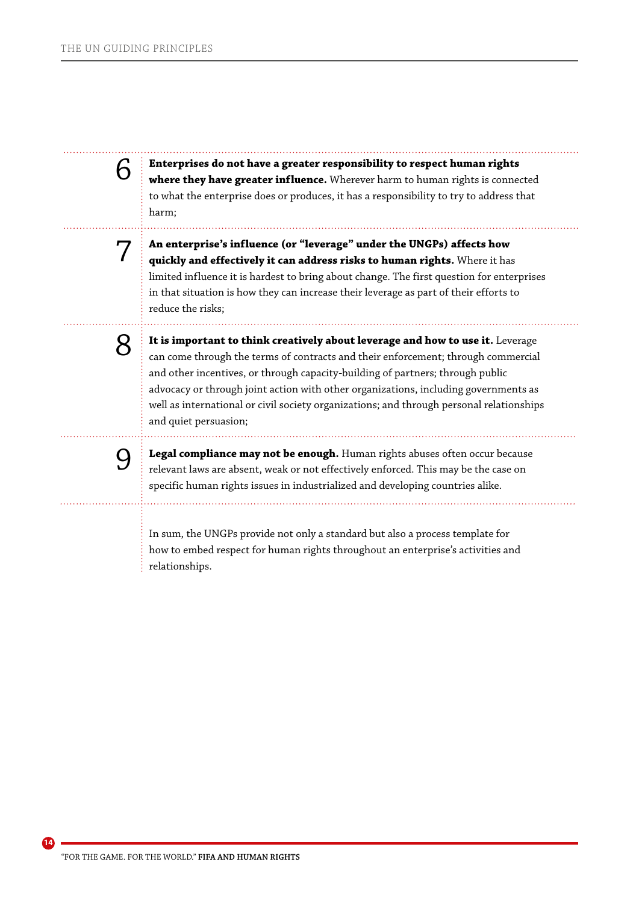6. **Enterprises do not have a greater responsibility to respect human rights where they have greater influence.** Wherever harm to human rights is connected to what the enterprise does or produces, it has a responsibility to try to address that harm;

7. **An enterprise's influence (or "leverage" under the UNGPs) affects how quickly and effectively it can address risks to human rights.** Where it has limited influence it is hardest to bring about change. The first question for enterprises in that situation is how they can increase their leverage as part of their efforts to reduce the risks;

8. **It is important to think creatively about leverage and how to use it.** Leverage can come through the terms of contracts and their enforcement; through commercial and other incentives, or through capacity-building of partners; through public advocacy or through joint action with other organizations, including governments as well as international or civil society organizations; and through personal relationships and quiet persuasion;

9. **Legal compliance may not be enough.** Human rights abuses often occur because relevant laws are absent, weak or not effectively enforced. This may be the case on specific human rights issues in industrialized and developing countries alike.

In sum, the UNGPs provide not only a standard but also a process template for how to embed respect for human rights throughout an enterprise's activities and relationships.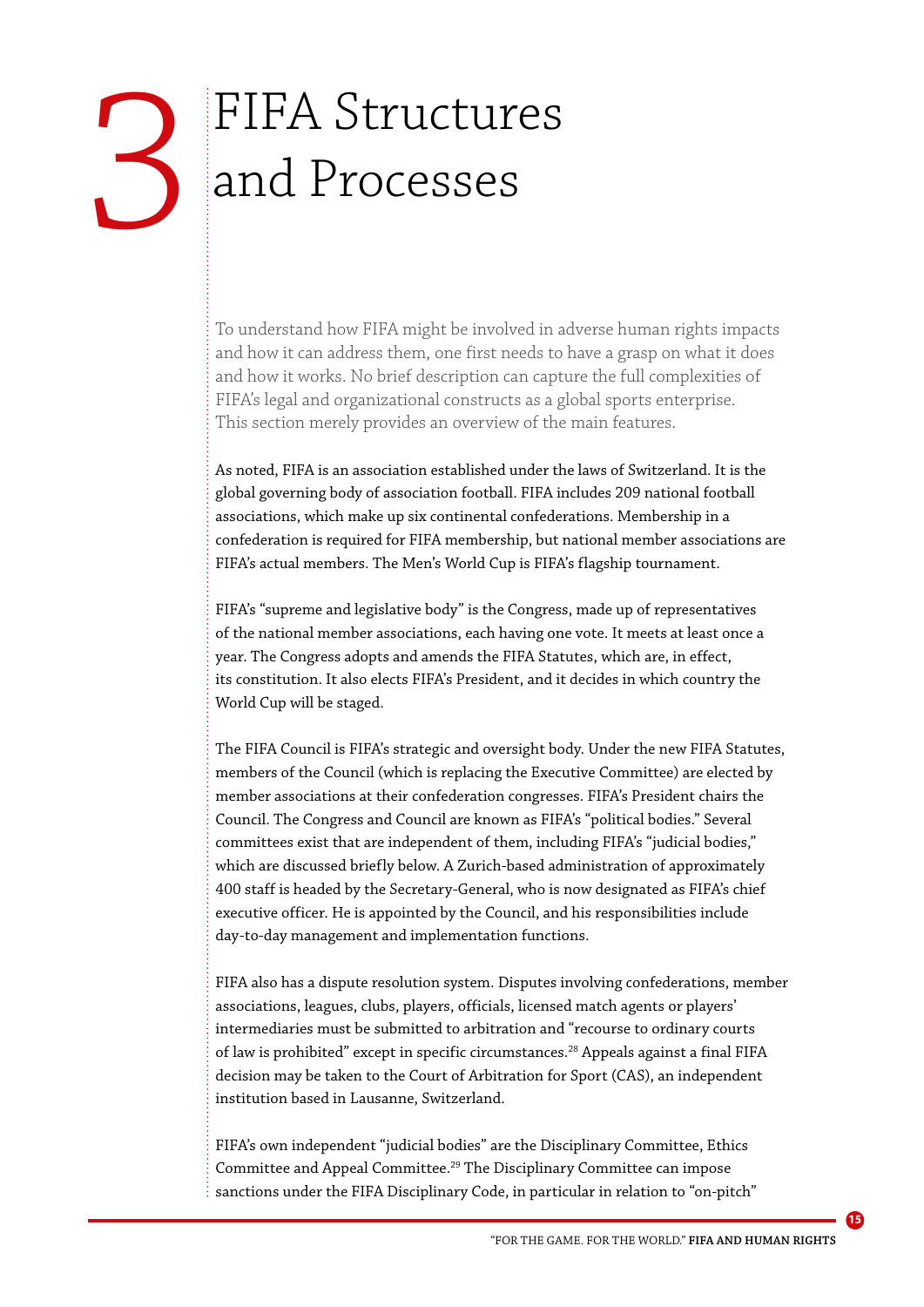# 3 FIFA Structures and Processes

To understand how FIFA might be involved in adverse human rights impacts and how it can address them, one first needs to have a grasp on what it does and how it works. No brief description can capture the full complexities of FIFA's legal and organizational constructs as a global sports enterprise. This section merely provides an overview of the main features.

As noted, FIFA is an association established under the laws of Switzerland. It is the global governing body of association football. FIFA includes 209 national football associations, which make up six continental confederations. Membership in a confederation is required for FIFA membership, but national member associations are FIFA's actual members. The Men's World Cup is FIFA's flagship tournament.

FIFA's "supreme and legislative body" is the Congress, made up of representatives of the national member associations, each having one vote. It meets at least once a year. The Congress adopts and amends the FIFA Statutes, which are, in effect, its constitution. It also elects FIFA's President, and it decides in which country the World Cup will be staged.

The FIFA Council is FIFA's strategic and oversight body. Under the new FIFA Statutes, members of the Council (which is replacing the Executive Committee) are elected by member associations at their confederation congresses. FIFA's President chairs the Council. The Congress and Council are known as FIFA's "political bodies." Several committees exist that are independent of them, including FIFA's "judicial bodies," which are discussed briefly below. A Zurich-based administration of approximately 400 staff is headed by the Secretary-General, who is now designated as FIFA's chief executive officer. He is appointed by the Council, and his responsibilities include day-to-day management and implementation functions.

FIFA also has a dispute resolution system. Disputes involving confederations, member associations, leagues, clubs, players, officials, licensed match agents or players' intermediaries must be submitted to arbitration and "recourse to ordinary courts of law is prohibited" except in specific circumstances.[28] Appeals against a final FIFA decision may be taken to the Court of Arbitration for Sport (CAS), an independent institution based in Lausanne, Switzerland.

FIFA's own independent "judicial bodies" are the Disciplinary Committee, Ethics Committee and Appeal Committee.[29] The Disciplinary Committee can impose sanctions under the FIFA Disciplinary Code, in particular in relation to "on-pitch"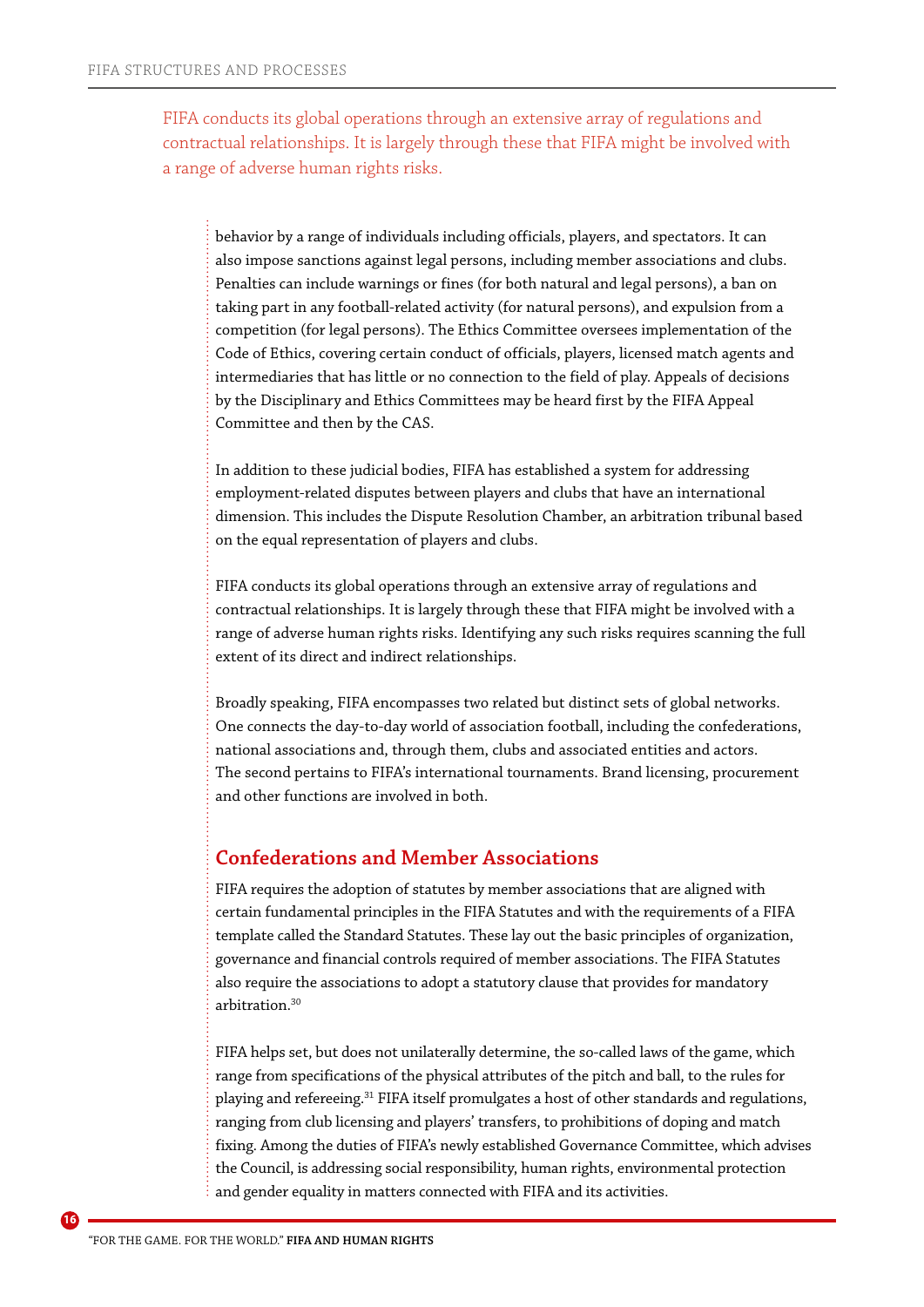FIFA conducts its global operations through an extensive array of regulations and contractual relationships. It is largely through these that FIFA might be involved with a range of adverse human rights risks.

behavior by a range of individuals including officials, players, and spectators. It can also impose sanctions against legal persons, including member associations and clubs. Penalties can include warnings or fines (for both natural and legal persons), a ban on taking part in any football-related activity (for natural persons), and expulsion from a competition (for legal persons). The Ethics Committee oversees implementation of the Code of Ethics, covering certain conduct of officials, players, licensed match agents and intermediaries that has little or no connection to the field of play. Appeals of decisions by the Disciplinary and Ethics Committees may be heard first by the FIFA Appeal Committee and then by the CAS.

In addition to these judicial bodies, FIFA has established a system for addressing employment-related disputes between players and clubs that have an international dimension. This includes the Dispute Resolution Chamber, an arbitration tribunal based on the equal representation of players and clubs.

FIFA conducts its global operations through an extensive array of regulations and contractual relationships. It is largely through these that FIFA might be involved with a range of adverse human rights risks. Identifying any such risks requires scanning the full extent of its direct and indirect relationships.

Broadly speaking, FIFA encompasses two related but distinct sets of global networks. One connects the day-to-day world of association football, including the confederations, national associations and, through them, clubs and associated entities and actors. The second pertains to FIFA's international tournaments. Brand licensing, procurement and other functions are involved in both.

## Confederations and Member Associations

FIFA requires the adoption of statutes by member associations that are aligned with certain fundamental principles in the FIFA Statutes and with the requirements of a FIFA template called the Standard Statutes. These lay out the basic principles of organization, governance and financial controls required of member associations. The FIFA Statutes also require the associations to adopt a statutory clause that provides for mandatory arbitration.[30]

FIFA helps set, but does not unilaterally determine, the so-called laws of the game, which range from specifications of the physical attributes of the pitch and ball, to the rules for playing and refereeing.[31] FIFA itself promulgates a host of other standards and regulations, ranging from club licensing and players' transfers, to prohibitions of doping and match fixing. Among the duties of FIFA's newly established Governance Committee, which advises the Council, is addressing social responsibility, human rights, environmental protection and gender equality in matters connected with FIFA and its activities.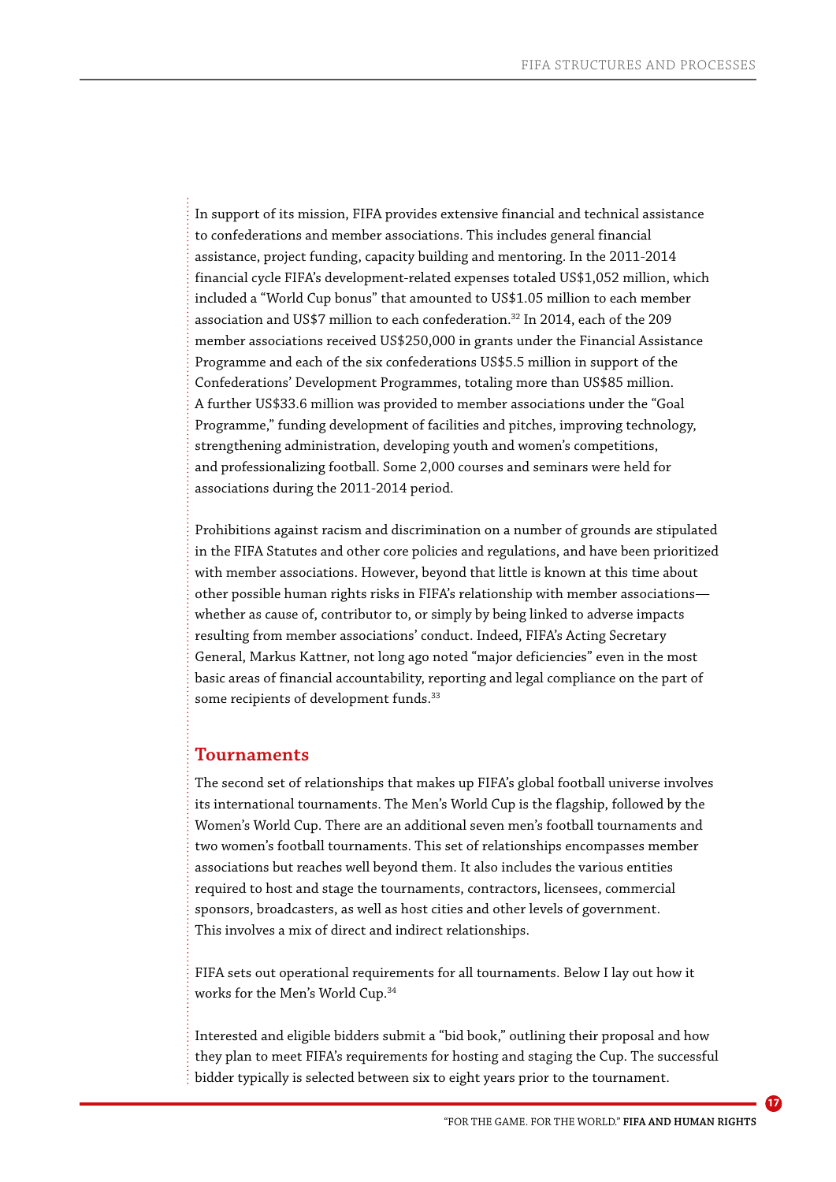In support of its mission, FIFA provides extensive financial and technical assistance to confederations and member associations. This includes general financial assistance, project funding, capacity building and mentoring. In the 2011-2014 financial cycle FIFA's development-related expenses totaled US$1,052 million, which included a "World Cup bonus" that amounted to US$1.05 million to each member association and US$7 million to each confederation.[32] In 2014, each of the 209 member associations received US$250,000 in grants under the Financial Assistance Programme and each of the six confederations US$5.5 million in support of the Confederations' Development Programmes, totaling more than US$85 million. A further US$33.6 million was provided to member associations under the "Goal Programme," funding development of facilities and pitches, improving technology, strengthening administration, developing youth and women's competitions, and professionalizing football. Some 2,000 courses and seminars were held for associations during the 2011-2014 period.

Prohibitions against racism and discrimination on a number of grounds are stipulated in the FIFA Statutes and other core policies and regulations, and have been prioritized with member associations. However, beyond that little is known at this time about other possible human rights risks in FIFA's relationship with member associations—whether as cause of, contributor to, or simply by being linked to adverse impacts resulting from member associations' conduct. Indeed, FIFA's Acting Secretary General, Markus Kattner, not long ago noted "major deficiencies" even in the most basic areas of financial accountability, reporting and legal compliance on the part of some recipients of development funds.[33]

## Tournaments

The second set of relationships that makes up FIFA's global football universe involves its international tournaments. The Men's World Cup is the flagship, followed by the Women's World Cup. There are an additional seven men's football tournaments and two women's football tournaments. This set of relationships encompasses member associations but reaches well beyond them. It also includes the various entities required to host and stage the tournaments, contractors, licensees, commercial sponsors, broadcasters, as well as host cities and other levels of government. This involves a mix of direct and indirect relationships.

FIFA sets out operational requirements for all tournaments. Below I lay out how it works for the Men's World Cup.[34]

Interested and eligible bidders submit a "bid book," outlining their proposal and how they plan to meet FIFA's requirements for hosting and staging the Cup. The successful bidder typically is selected between six to eight years prior to the tournament.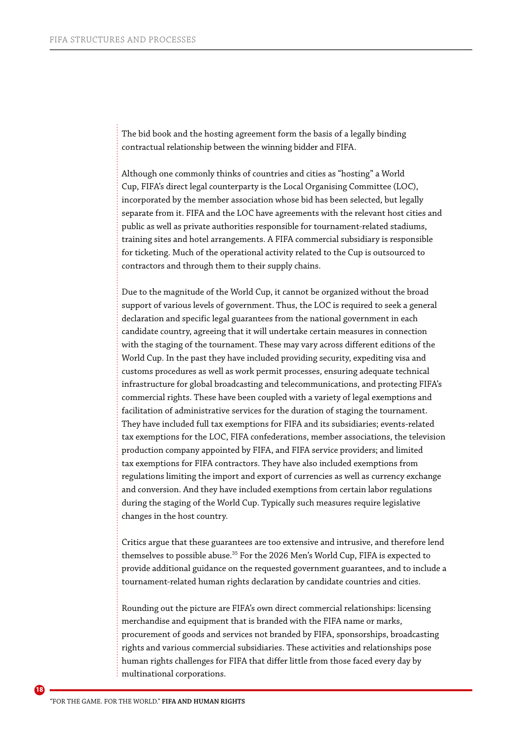The bid book and the hosting agreement form the basis of a legally binding contractual relationship between the winning bidder and FIFA.

Although one commonly thinks of countries and cities as "hosting" a World Cup, FIFA's direct legal counterparty is the Local Organising Committee (LOC), incorporated by the member association whose bid has been selected, but legally separate from it. FIFA and the LOC have agreements with the relevant host cities and public as well as private authorities responsible for tournament-related stadiums, training sites and hotel arrangements. A FIFA commercial subsidiary is responsible for ticketing. Much of the operational activity related to the Cup is outsourced to contractors and through them to their supply chains.

Due to the magnitude of the World Cup, it cannot be organized without the broad support of various levels of government. Thus, the LOC is required to seek a general declaration and specific legal guarantees from the national government in each candidate country, agreeing that it will undertake certain measures in connection with the staging of the tournament. These may vary across different editions of the World Cup. In the past they have included providing security, expediting visa and customs procedures as well as work permit processes, ensuring adequate technical infrastructure for global broadcasting and telecommunications, and protecting FIFA's commercial rights. These have been coupled with a variety of legal exemptions and facilitation of administrative services for the duration of staging the tournament. They have included full tax exemptions for FIFA and its subsidiaries; events-related tax exemptions for the LOC, FIFA confederations, member associations, the television production company appointed by FIFA, and FIFA service providers; and limited tax exemptions for FIFA contractors. They have also included exemptions from regulations limiting the import and export of currencies as well as currency exchange and conversion. And they have included exemptions from certain labor regulations during the staging of the World Cup. Typically such measures require legislative changes in the host country.

Critics argue that these guarantees are too extensive and intrusive, and therefore lend themselves to possible abuse.[35] For the 2026 Men's World Cup, FIFA is expected to provide additional guidance on the requested government guarantees, and to include a tournament-related human rights declaration by candidate countries and cities.

Rounding out the picture are FIFA's own direct commercial relationships: licensing merchandise and equipment that is branded with the FIFA name or marks, procurement of goods and services not branded by FIFA, sponsorships, broadcasting rights and various commercial subsidiaries. These activities and relationships pose human rights challenges for FIFA that differ little from those faced every day by multinational corporations.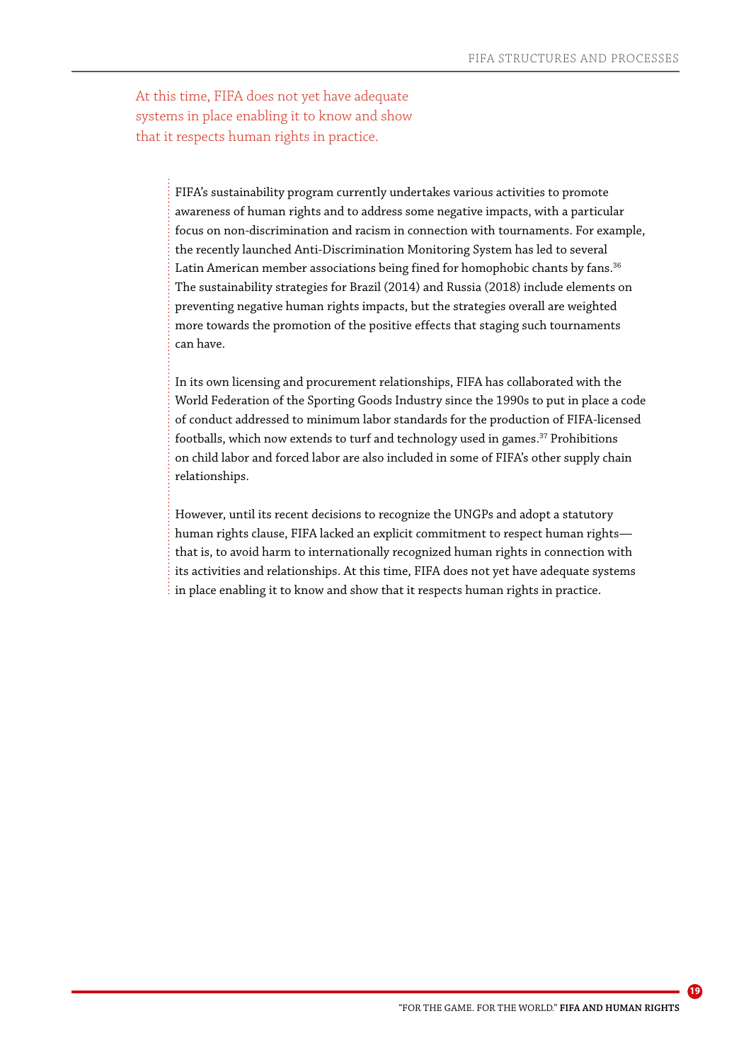> At this time, FIFA does not yet have adequate systems in place enabling it to know and show that it respects human rights in practice.

FIFA's sustainability program currently undertakes various activities to promote awareness of human rights and to address some negative impacts, with a particular focus on non-discrimination and racism in connection with tournaments. For example, the recently launched Anti-Discrimination Monitoring System has led to several Latin American member associations being fined for homophobic chants by fans.[36] The sustainability strategies for Brazil (2014) and Russia (2018) include elements on preventing negative human rights impacts, but the strategies overall are weighted more towards the promotion of the positive effects that staging such tournaments can have.

In its own licensing and procurement relationships, FIFA has collaborated with the World Federation of the Sporting Goods Industry since the 1990s to put in place a code of conduct addressed to minimum labor standards for the production of FIFA-licensed footballs, which now extends to turf and technology used in games.[37] Prohibitions on child labor and forced labor are also included in some of FIFA's other supply chain relationships.

However, until its recent decisions to recognize the UNGPs and adopt a statutory human rights clause, FIFA lacked an explicit commitment to respect human rights—that is, to avoid harm to internationally recognized human rights in connection with its activities and relationships. At this time, FIFA does not yet have adequate systems in place enabling it to know and show that it respects human rights in practice.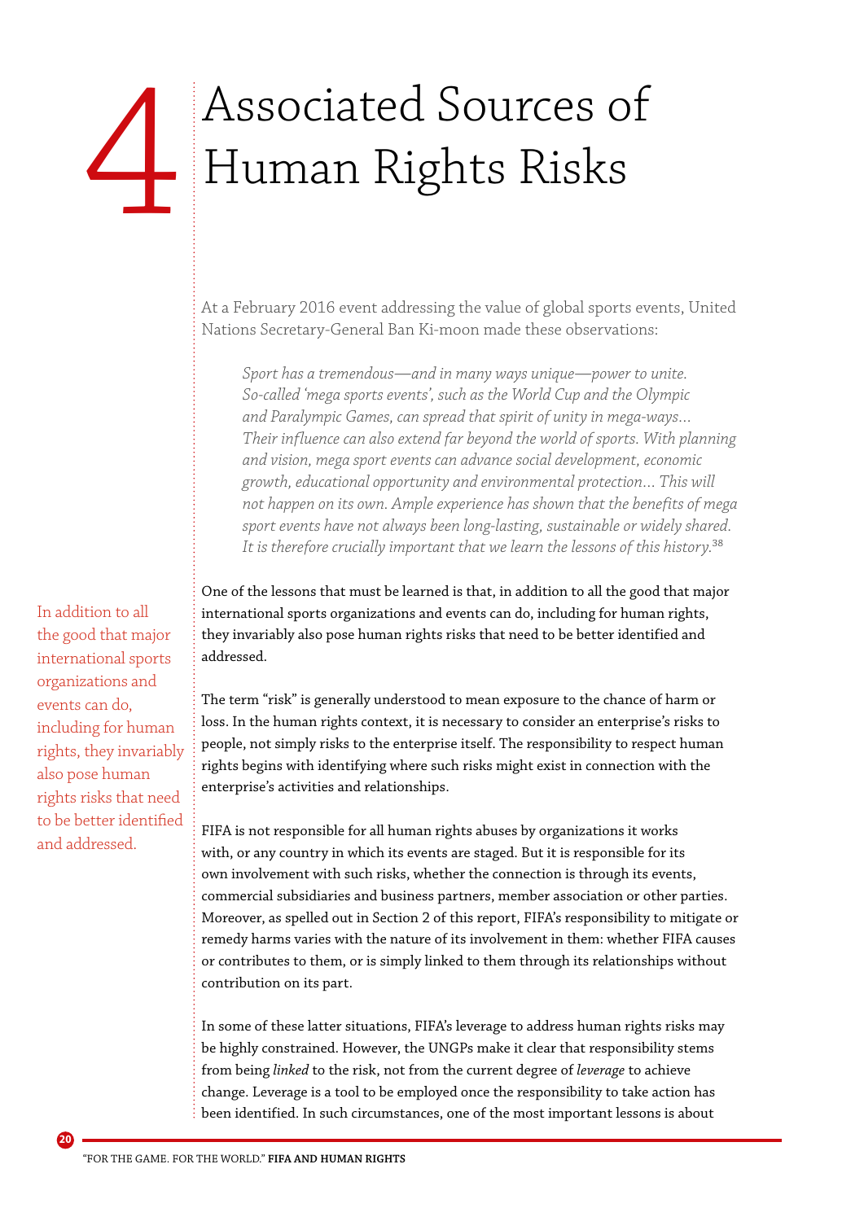# 4 Associated Sources of Human Rights Risks

At a February 2016 event addressing the value of global sports events, United Nations Secretary-General Ban Ki-moon made these observations:

> *Sport has a tremendous—and in many ways unique—power to unite. So-called 'mega sports events', such as the World Cup and the Olympic and Paralympic Games, can spread that spirit of unity in mega-ways... Their influence can also extend far beyond the world of sports. With planning and vision, mega sport events can advance social development, economic growth, educational opportunity and environmental protection... This will not happen on its own. Ample experience has shown that the benefits of mega sport events have not always been long-lasting, sustainable or widely shared. It is therefore crucially important that we learn the lessons of this history.*[38]

In addition to all the good that major international sports organizations and events can do, including for human rights, they invariably also pose human rights risks that need to be better identified and addressed.

One of the lessons that must be learned is that, in addition to all the good that major international sports organizations and events can do, including for human rights, they invariably also pose human rights risks that need to be better identified and addressed.

The term "risk" is generally understood to mean exposure to the chance of harm or loss. In the human rights context, it is necessary to consider an enterprise's risks to people, not simply risks to the enterprise itself. The responsibility to respect human rights begins with identifying where such risks might exist in connection with the enterprise's activities and relationships.

FIFA is not responsible for all human rights abuses by organizations it works with, or any country in which its events are staged. But it is responsible for its own involvement with such risks, whether the connection is through its events, commercial subsidiaries and business partners, member association or other parties. Moreover, as spelled out in Section 2 of this report, FIFA's responsibility to mitigate or remedy harms varies with the nature of its involvement in them: whether FIFA causes or contributes to them, or is simply linked to them through its relationships without contribution on its part.

In some of these latter situations, FIFA's leverage to address human rights risks may be highly constrained. However, the UNGPs make it clear that responsibility stems from being *linked* to the risk, not from the current degree of *leverage* to achieve change. Leverage is a tool to be employed once the responsibility to take action has been identified. In such circumstances, one of the most important lessons is about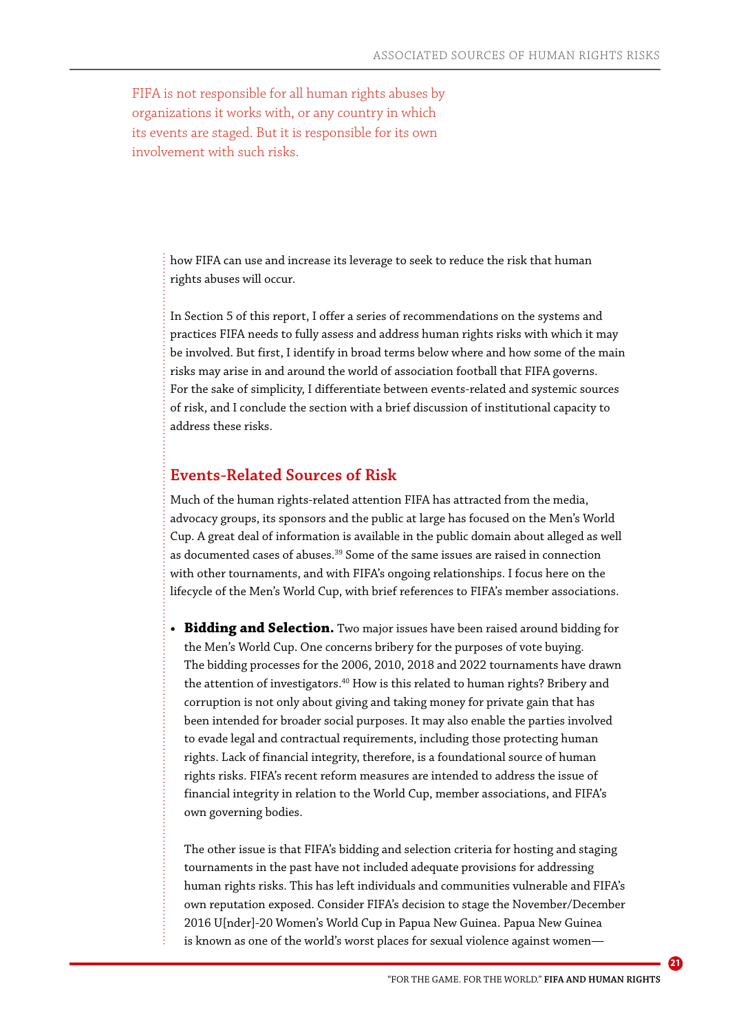FIFA is not responsible for all human rights abuses by organizations it works with, or any country in which its events are staged. But it is responsible for its own involvement with such risks.

how FIFA can use and increase its leverage to seek to reduce the risk that human rights abuses will occur.

In Section 5 of this report, I offer a series of recommendations on the systems and practices FIFA needs to fully assess and address human rights risks with which it may be involved. But first, I identify in broad terms below where and how some of the main risks may arise in and around the world of association football that FIFA governs. For the sake of simplicity, I differentiate between events-related and systemic sources of risk, and I conclude the section with a brief discussion of institutional capacity to address these risks.

## Events-Related Sources of Risk

Much of the human rights-related attention FIFA has attracted from the media, advocacy groups, its sponsors and the public at large has focused on the Men's World Cup. A great deal of information is available in the public domain about alleged as well as documented cases of abuses.[39] Some of the same issues are raised in connection with other tournaments, and with FIFA's ongoing relationships. I focus here on the lifecycle of the Men's World Cup, with brief references to FIFA's member associations.

- **Bidding and Selection.** Two major issues have been raised around bidding for the Men's World Cup. One concerns bribery for the purposes of vote buying. The bidding processes for the 2006, 2010, 2018 and 2022 tournaments have drawn the attention of investigators.[40] How is this related to human rights? Bribery and corruption is not only about giving and taking money for private gain that has been intended for broader social purposes. It may also enable the parties involved to evade legal and contractual requirements, including those protecting human rights. Lack of financial integrity, therefore, is a foundational source of human rights risks. FIFA's recent reform measures are intended to address the issue of financial integrity in relation to the World Cup, member associations, and FIFA's own governing bodies.

  The other issue is that FIFA's bidding and selection criteria for hosting and staging tournaments in the past have not included adequate provisions for addressing human rights risks. This has left individuals and communities vulnerable and FIFA's own reputation exposed. Consider FIFA's decision to stage the November/December 2016 U[nder]-20 Women's World Cup in Papua New Guinea. Papua New Guinea is known as one of the world's worst places for sexual violence against women—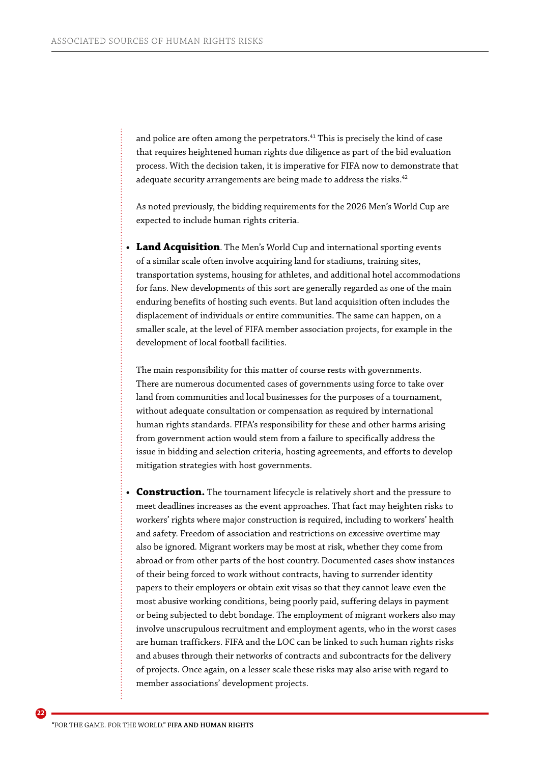and police are often among the perpetrators.[41] This is precisely the kind of case that requires heightened human rights due diligence as part of the bid evaluation process. With the decision taken, it is imperative for FIFA now to demonstrate that adequate security arrangements are being made to address the risks.[42]

As noted previously, the bidding requirements for the 2026 Men's World Cup are expected to include human rights criteria.

- **Land Acquisition**. The Men's World Cup and international sporting events of a similar scale often involve acquiring land for stadiums, training sites, transportation systems, housing for athletes, and additional hotel accommodations for fans. New developments of this sort are generally regarded as one of the main enduring benefits of hosting such events. But land acquisition often includes the displacement of individuals or entire communities. The same can happen, on a smaller scale, at the level of FIFA member association projects, for example in the development of local football facilities.

  The main responsibility for this matter of course rests with governments. There are numerous documented cases of governments using force to take over land from communities and local businesses for the purposes of a tournament, without adequate consultation or compensation as required by international human rights standards. FIFA's responsibility for these and other harms arising from government action would stem from a failure to specifically address the issue in bidding and selection criteria, hosting agreements, and efforts to develop mitigation strategies with host governments.

- **Construction.** The tournament lifecycle is relatively short and the pressure to meet deadlines increases as the event approaches. That fact may heighten risks to workers' rights where major construction is required, including to workers' health and safety. Freedom of association and restrictions on excessive overtime may also be ignored. Migrant workers may be most at risk, whether they come from abroad or from other parts of the host country. Documented cases show instances of their being forced to work without contracts, having to surrender identity papers to their employers or obtain exit visas so that they cannot leave even the most abusive working conditions, being poorly paid, suffering delays in payment or being subjected to debt bondage. The employment of migrant workers also may involve unscrupulous recruitment and employment agents, who in the worst cases are human traffickers. FIFA and the LOC can be linked to such human rights risks and abuses through their networks of contracts and subcontracts for the delivery of projects. Once again, on a lesser scale these risks may also arise with regard to member associations' development projects.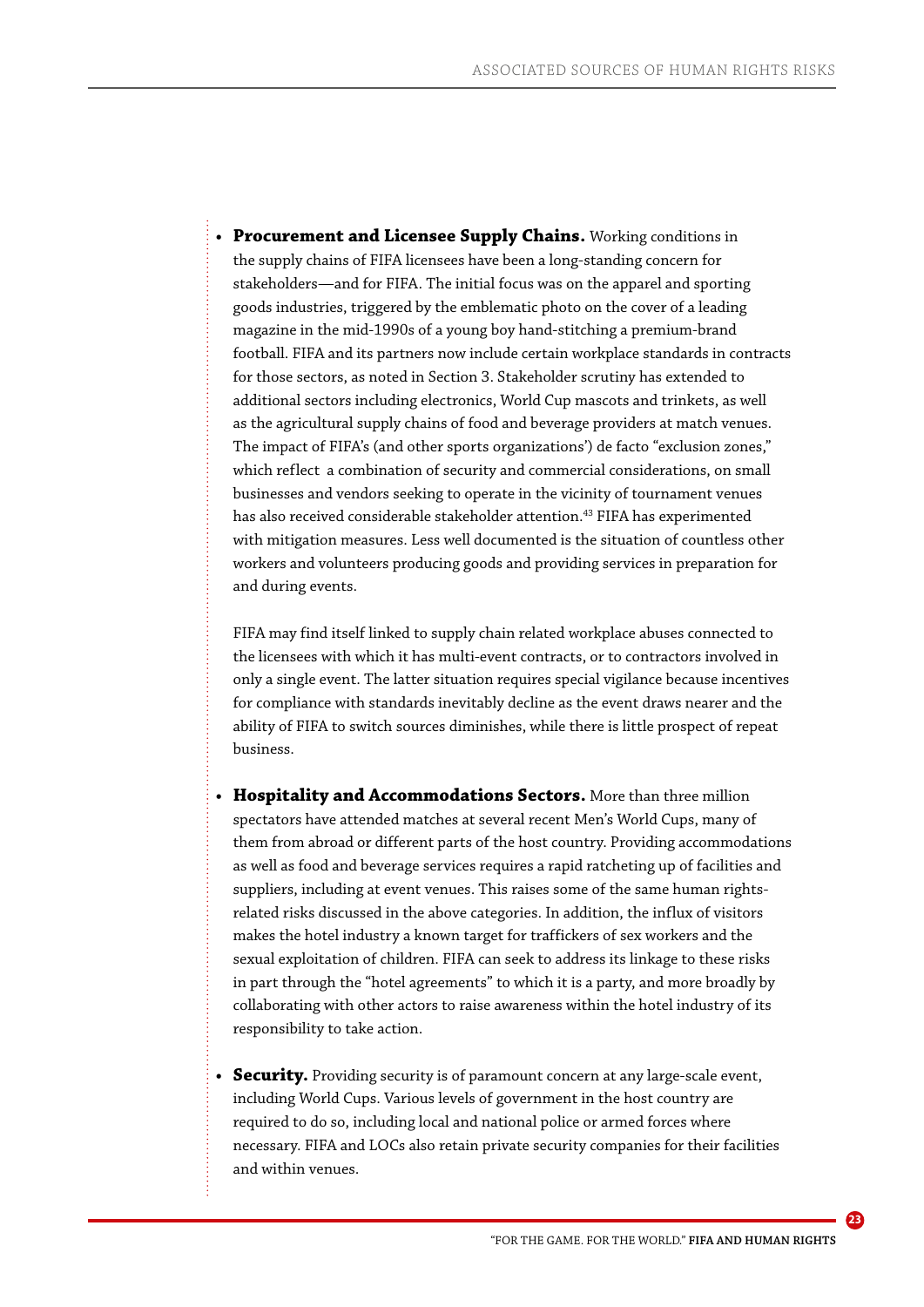- **Procurement and Licensee Supply Chains.** Working conditions in the supply chains of FIFA licensees have been a long-standing concern for stakeholders—and for FIFA. The initial focus was on the apparel and sporting goods industries, triggered by the emblematic photo on the cover of a leading magazine in the mid-1990s of a young boy hand-stitching a premium-brand football. FIFA and its partners now include certain workplace standards in contracts for those sectors, as noted in Section 3. Stakeholder scrutiny has extended to additional sectors including electronics, World Cup mascots and trinkets, as well as the agricultural supply chains of food and beverage providers at match venues. The impact of FIFA's (and other sports organizations') de facto "exclusion zones," which reflect a combination of security and commercial considerations, on small businesses and vendors seeking to operate in the vicinity of tournament venues has also received considerable stakeholder attention.[43] FIFA has experimented with mitigation measures. Less well documented is the situation of countless other workers and volunteers producing goods and providing services in preparation for and during events.

  FIFA may find itself linked to supply chain related workplace abuses connected to the licensees with which it has multi-event contracts, or to contractors involved in only a single event. The latter situation requires special vigilance because incentives for compliance with standards inevitably decline as the event draws nearer and the ability of FIFA to switch sources diminishes, while there is little prospect of repeat business.

- **Hospitality and Accommodations Sectors.** More than three million spectators have attended matches at several recent Men's World Cups, many of them from abroad or different parts of the host country. Providing accommodations as well as food and beverage services requires a rapid ratcheting up of facilities and suppliers, including at event venues. This raises some of the same human rights-related risks discussed in the above categories. In addition, the influx of visitors makes the hotel industry a known target for traffickers of sex workers and the sexual exploitation of children. FIFA can seek to address its linkage to these risks in part through the "hotel agreements" to which it is a party, and more broadly by collaborating with other actors to raise awareness within the hotel industry of its responsibility to take action.

- **Security.** Providing security is of paramount concern at any large-scale event, including World Cups. Various levels of government in the host country are required to do so, including local and national police or armed forces where necessary. FIFA and LOCs also retain private security companies for their facilities and within venues.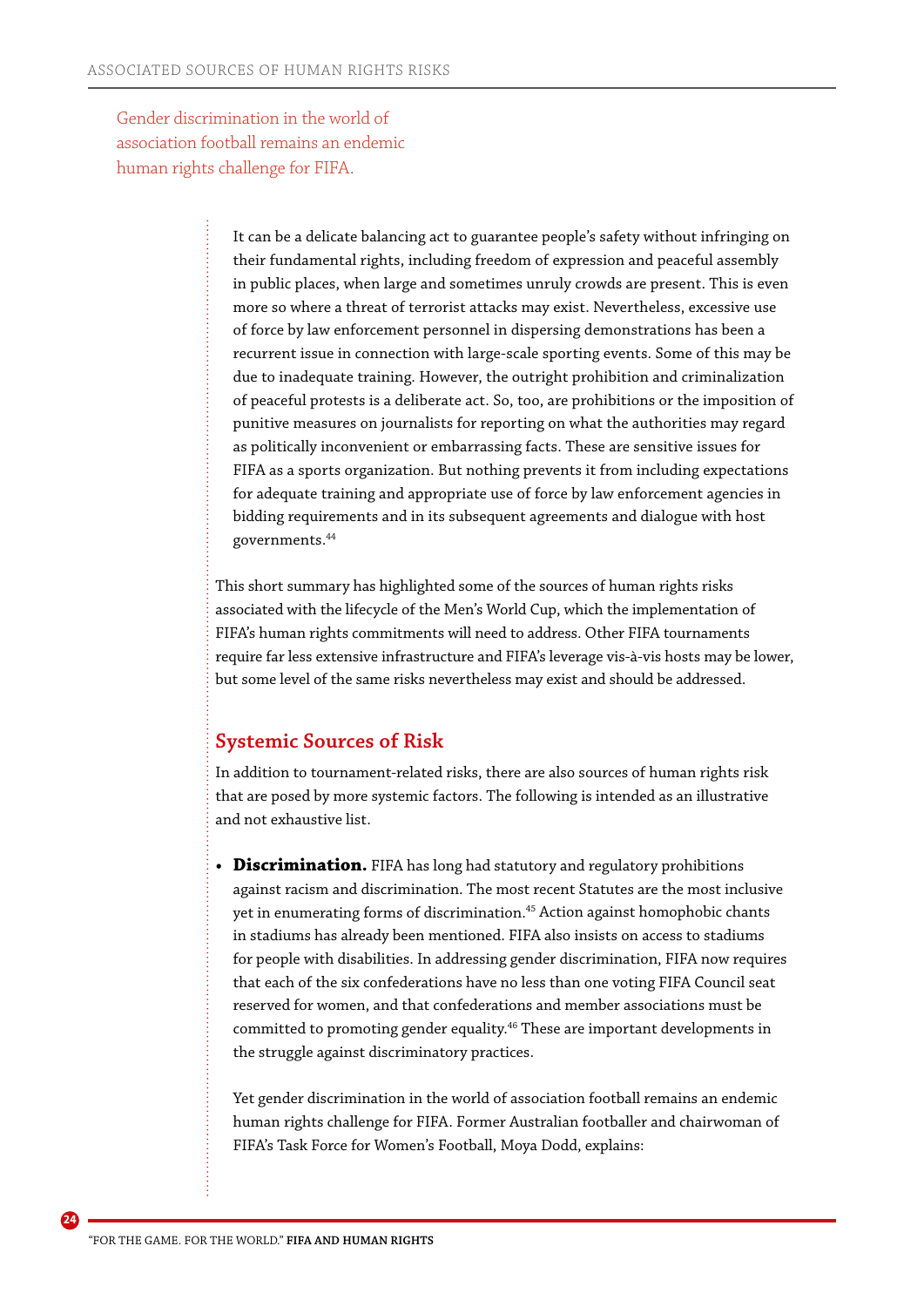Gender discrimination in the world of association football remains an endemic human rights challenge for FIFA.

It can be a delicate balancing act to guarantee people's safety without infringing on their fundamental rights, including freedom of expression and peaceful assembly in public places, when large and sometimes unruly crowds are present. This is even more so where a threat of terrorist attacks may exist. Nevertheless, excessive use of force by law enforcement personnel in dispersing demonstrations has been a recurrent issue in connection with large-scale sporting events. Some of this may be due to inadequate training. However, the outright prohibition and criminalization of peaceful protests is a deliberate act. So, too, are prohibitions or the imposition of punitive measures on journalists for reporting on what the authorities may regard as politically inconvenient or embarrassing facts. These are sensitive issues for FIFA as a sports organization. But nothing prevents it from including expectations for adequate training and appropriate use of force by law enforcement agencies in bidding requirements and in its subsequent agreements and dialogue with host governments.[44]

This short summary has highlighted some of the sources of human rights risks associated with the lifecycle of the Men's World Cup, which the implementation of FIFA's human rights commitments will need to address. Other FIFA tournaments require far less extensive infrastructure and FIFA's leverage vis-à-vis hosts may be lower, but some level of the same risks nevertheless may exist and should be addressed.

## Systemic Sources of Risk

In addition to tournament-related risks, there are also sources of human rights risk that are posed by more systemic factors. The following is intended as an illustrative and not exhaustive list.

- **Discrimination.** FIFA has long had statutory and regulatory prohibitions against racism and discrimination. The most recent Statutes are the most inclusive yet in enumerating forms of discrimination.[45] Action against homophobic chants in stadiums has already been mentioned. FIFA also insists on access to stadiums for people with disabilities. In addressing gender discrimination, FIFA now requires that each of the six confederations have no less than one voting FIFA Council seat reserved for women, and that confederations and member associations must be committed to promoting gender equality.[46] These are important developments in the struggle against discriminatory practices.

  Yet gender discrimination in the world of association football remains an endemic human rights challenge for FIFA. Former Australian footballer and chairwoman of FIFA's Task Force for Women's Football, Moya Dodd, explains: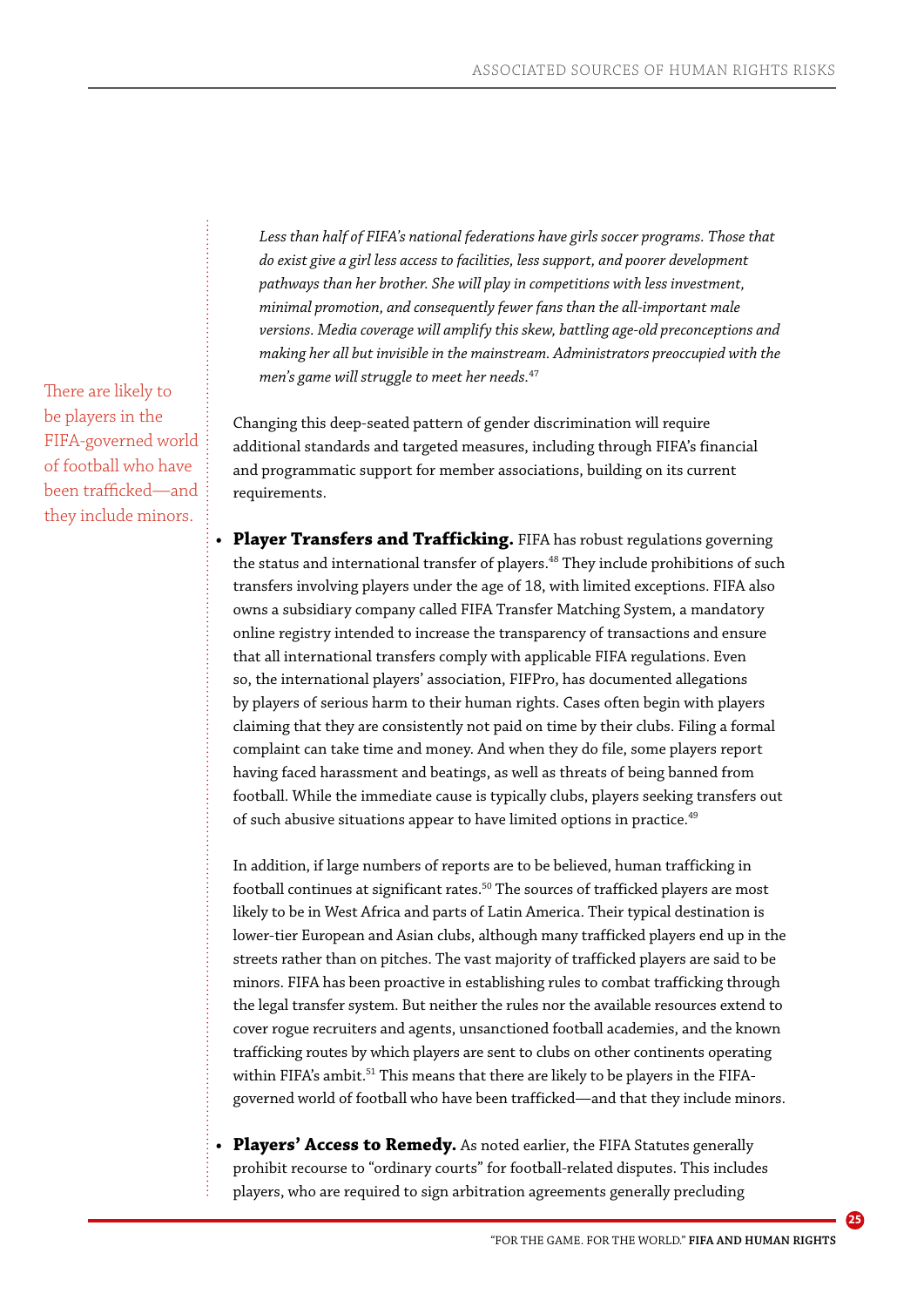> *Less than half of FIFA's national federations have girls soccer programs. Those that do exist give a girl less access to facilities, less support, and poorer development pathways than her brother. She will play in competitions with less investment, minimal promotion, and consequently fewer fans than the all-important male versions. Media coverage will amplify this skew, battling age-old preconceptions and making her all but invisible in the mainstream. Administrators preoccupied with the men's game will struggle to meet her needs.*[47]

There are likely to be players in the FIFA-governed world of football who have been trafficked—and they include minors.

Changing this deep-seated pattern of gender discrimination will require additional standards and targeted measures, including through FIFA's financial and programmatic support for member associations, building on its current requirements.

- **Player Transfers and Trafficking.** FIFA has robust regulations governing the status and international transfer of players.[48] They include prohibitions of such transfers involving players under the age of 18, with limited exceptions. FIFA also owns a subsidiary company called FIFA Transfer Matching System, a mandatory online registry intended to increase the transparency of transactions and ensure that all international transfers comply with applicable FIFA regulations. Even so, the international players' association, FIFPro, has documented allegations by players of serious harm to their human rights. Cases often begin with players claiming that they are consistently not paid on time by their clubs. Filing a formal complaint can take time and money. And when they do file, some players report having faced harassment and beatings, as well as threats of being banned from football. While the immediate cause is typically clubs, players seeking transfers out of such abusive situations appear to have limited options in practice.[49]

  In addition, if large numbers of reports are to be believed, human trafficking in football continues at significant rates.[50] The sources of trafficked players are most likely to be in West Africa and parts of Latin America. Their typical destination is lower-tier European and Asian clubs, although many trafficked players end up in the streets rather than on pitches. The vast majority of trafficked players are said to be minors. FIFA has been proactive in establishing rules to combat trafficking through the legal transfer system. But neither the rules nor the available resources extend to cover rogue recruiters and agents, unsanctioned football academies, and the known trafficking routes by which players are sent to clubs on other continents operating within FIFA's ambit.[51] This means that there are likely to be players in the FIFA-governed world of football who have been trafficked—and that they include minors.

- **Players' Access to Remedy.** As noted earlier, the FIFA Statutes generally prohibit recourse to "ordinary courts" for football-related disputes. This includes players, who are required to sign arbitration agreements generally precluding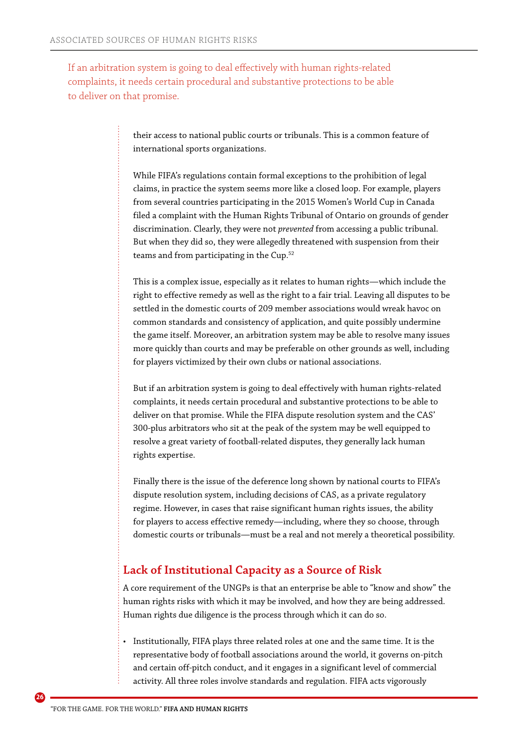If an arbitration system is going to deal effectively with human rights-related complaints, it needs certain procedural and substantive protections to be able to deliver on that promise.

their access to national public courts or tribunals. This is a common feature of international sports organizations.

While FIFA's regulations contain formal exceptions to the prohibition of legal claims, in practice the system seems more like a closed loop. For example, players from several countries participating in the 2015 Women's World Cup in Canada filed a complaint with the Human Rights Tribunal of Ontario on grounds of gender discrimination. Clearly, they were not *prevented* from accessing a public tribunal. But when they did so, they were allegedly threatened with suspension from their teams and from participating in the Cup.[52]

This is a complex issue, especially as it relates to human rights—which include the right to effective remedy as well as the right to a fair trial. Leaving all disputes to be settled in the domestic courts of 209 member associations would wreak havoc on common standards and consistency of application, and quite possibly undermine the game itself. Moreover, an arbitration system may be able to resolve many issues more quickly than courts and may be preferable on other grounds as well, including for players victimized by their own clubs or national associations.

But if an arbitration system is going to deal effectively with human rights-related complaints, it needs certain procedural and substantive protections to be able to deliver on that promise. While the FIFA dispute resolution system and the CAS' 300-plus arbitrators who sit at the peak of the system may be well equipped to resolve a great variety of football-related disputes, they generally lack human rights expertise.

Finally there is the issue of the deference long shown by national courts to FIFA's dispute resolution system, including decisions of CAS, as a private regulatory regime. However, in cases that raise significant human rights issues, the ability for players to access effective remedy—including, where they so choose, through domestic courts or tribunals—must be a real and not merely a theoretical possibility.

## Lack of Institutional Capacity as a Source of Risk

A core requirement of the UNGPs is that an enterprise be able to "know and show" the human rights risks with which it may be involved, and how they are being addressed. Human rights due diligence is the process through which it can do so.

- Institutionally, FIFA plays three related roles at one and the same time. It is the representative body of football associations around the world, it governs on-pitch and certain off-pitch conduct, and it engages in a significant level of commercial activity. All three roles involve standards and regulation. FIFA acts vigorously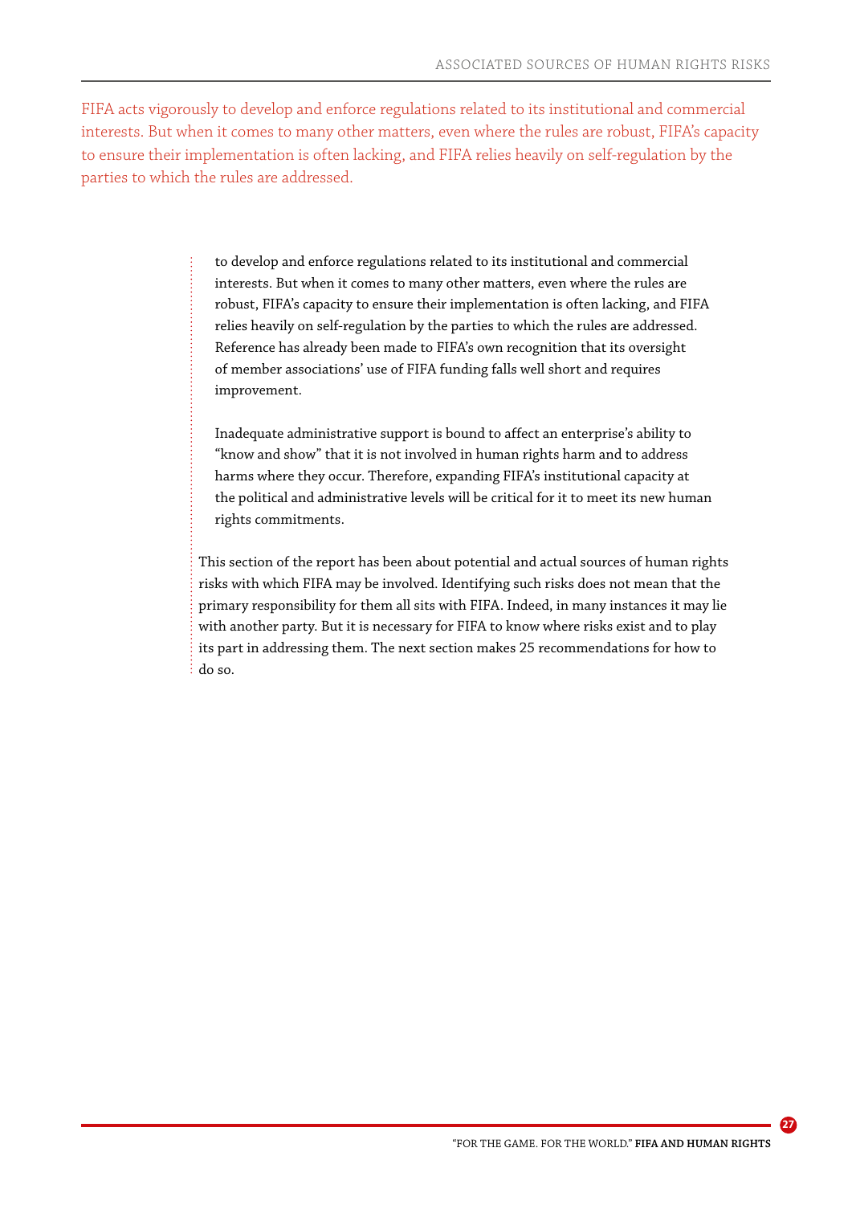FIFA acts vigorously to develop and enforce regulations related to its institutional and commercial interests. But when it comes to many other matters, even where the rules are robust, FIFA's capacity to ensure their implementation is often lacking, and FIFA relies heavily on self-regulation by the parties to which the rules are addressed.

to develop and enforce regulations related to its institutional and commercial interests. But when it comes to many other matters, even where the rules are robust, FIFA's capacity to ensure their implementation is often lacking, and FIFA relies heavily on self-regulation by the parties to which the rules are addressed. Reference has already been made to FIFA's own recognition that its oversight of member associations' use of FIFA funding falls well short and requires improvement.

Inadequate administrative support is bound to affect an enterprise's ability to "know and show" that it is not involved in human rights harm and to address harms where they occur. Therefore, expanding FIFA's institutional capacity at the political and administrative levels will be critical for it to meet its new human rights commitments.

This section of the report has been about potential and actual sources of human rights risks with which FIFA may be involved. Identifying such risks does not mean that the primary responsibility for them all sits with FIFA. Indeed, in many instances it may lie with another party. But it is necessary for FIFA to know where risks exist and to play its part in addressing them. The next section makes 25 recommendations for how to do so.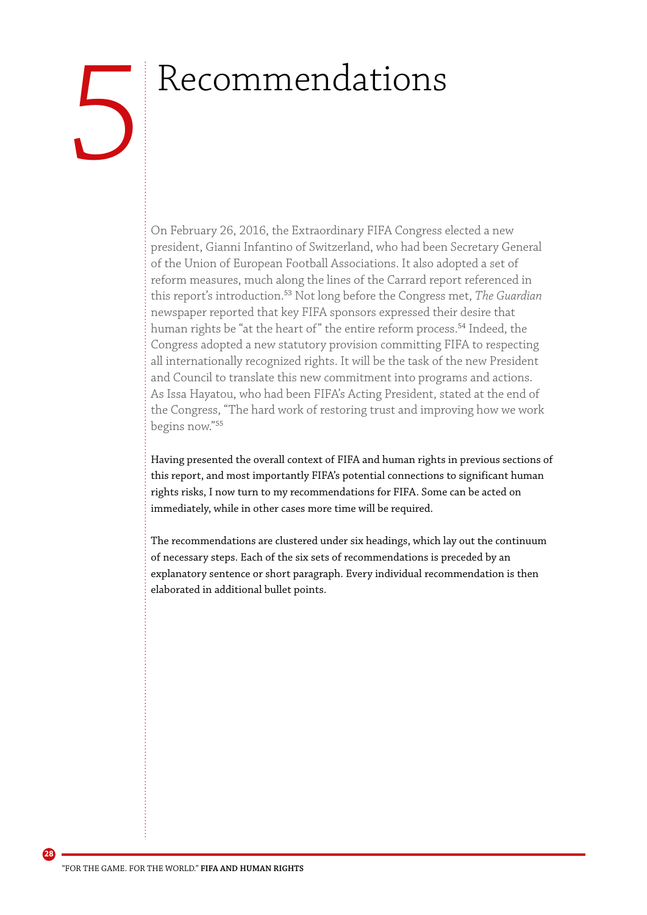# 5 Recommendations

On February 26, 2016, the Extraordinary FIFA Congress elected a new president, Gianni Infantino of Switzerland, who had been Secretary General of the Union of European Football Associations. It also adopted a set of reform measures, much along the lines of the Carrard report referenced in this report's introduction.[53] Not long before the Congress met, *The Guardian* newspaper reported that key FIFA sponsors expressed their desire that human rights be "at the heart of" the entire reform process.[54] Indeed, the Congress adopted a new statutory provision committing FIFA to respecting all internationally recognized rights. It will be the task of the new President and Council to translate this new commitment into programs and actions. As Issa Hayatou, who had been FIFA's Acting President, stated at the end of the Congress, "The hard work of restoring trust and improving how we work begins now."[55]

Having presented the overall context of FIFA and human rights in previous sections of this report, and most importantly FIFA's potential connections to significant human rights risks, I now turn to my recommendations for FIFA. Some can be acted on immediately, while in other cases more time will be required.

The recommendations are clustered under six headings, which lay out the continuum of necessary steps. Each of the six sets of recommendations is preceded by an explanatory sentence or short paragraph. Every individual recommendation is then elaborated in additional bullet points.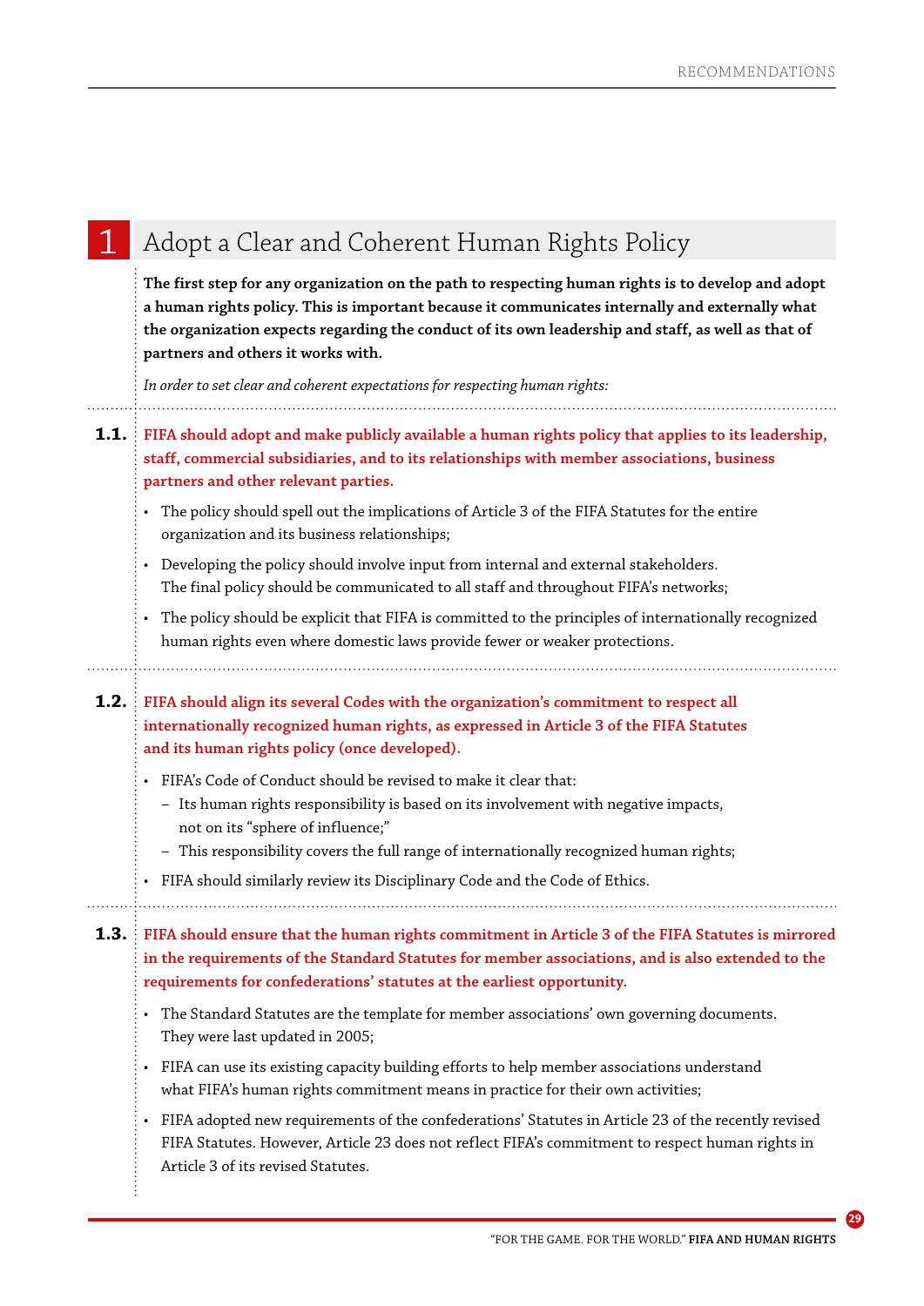## 1 Adopt a Clear and Coherent Human Rights Policy

**The first step for any organization on the path to respecting human rights is to develop and adopt a human rights policy. This is important because it communicates internally and externally what the organization expects regarding the conduct of its own leadership and staff, as well as that of partners and others it works with.**

*In order to set clear and coherent expectations for respecting human rights:*

**1.1. FIFA should adopt and make publicly available a human rights policy that applies to its leadership, staff, commercial subsidiaries, and to its relationships with member associations, business partners and other relevant parties.**

- The policy should spell out the implications of Article 3 of the FIFA Statutes for the entire organization and its business relationships;
- Developing the policy should involve input from internal and external stakeholders. The final policy should be communicated to all staff and throughout FIFA's networks;
- The policy should be explicit that FIFA is committed to the principles of internationally recognized human rights even where domestic laws provide fewer or weaker protections.

**1.2. FIFA should align its several Codes with the organization's commitment to respect all internationally recognized human rights, as expressed in Article 3 of the FIFA Statutes and its human rights policy (once developed).**

- FIFA's Code of Conduct should be revised to make it clear that:
  - Its human rights responsibility is based on its involvement with negative impacts, not on its "sphere of influence;"
  - This responsibility covers the full range of internationally recognized human rights;
- FIFA should similarly review its Disciplinary Code and the Code of Ethics.

**1.3. FIFA should ensure that the human rights commitment in Article 3 of the FIFA Statutes is mirrored in the requirements of the Standard Statutes for member associations, and is also extended to the requirements for confederations' statutes at the earliest opportunity.**

- The Standard Statutes are the template for member associations' own governing documents. They were last updated in 2005;
- FIFA can use its existing capacity building efforts to help member associations understand what FIFA's human rights commitment means in practice for their own activities;
- FIFA adopted new requirements of the confederations' Statutes in Article 23 of the recently revised FIFA Statutes. However, Article 23 does not reflect FIFA's commitment to respect human rights in Article 3 of its revised Statutes.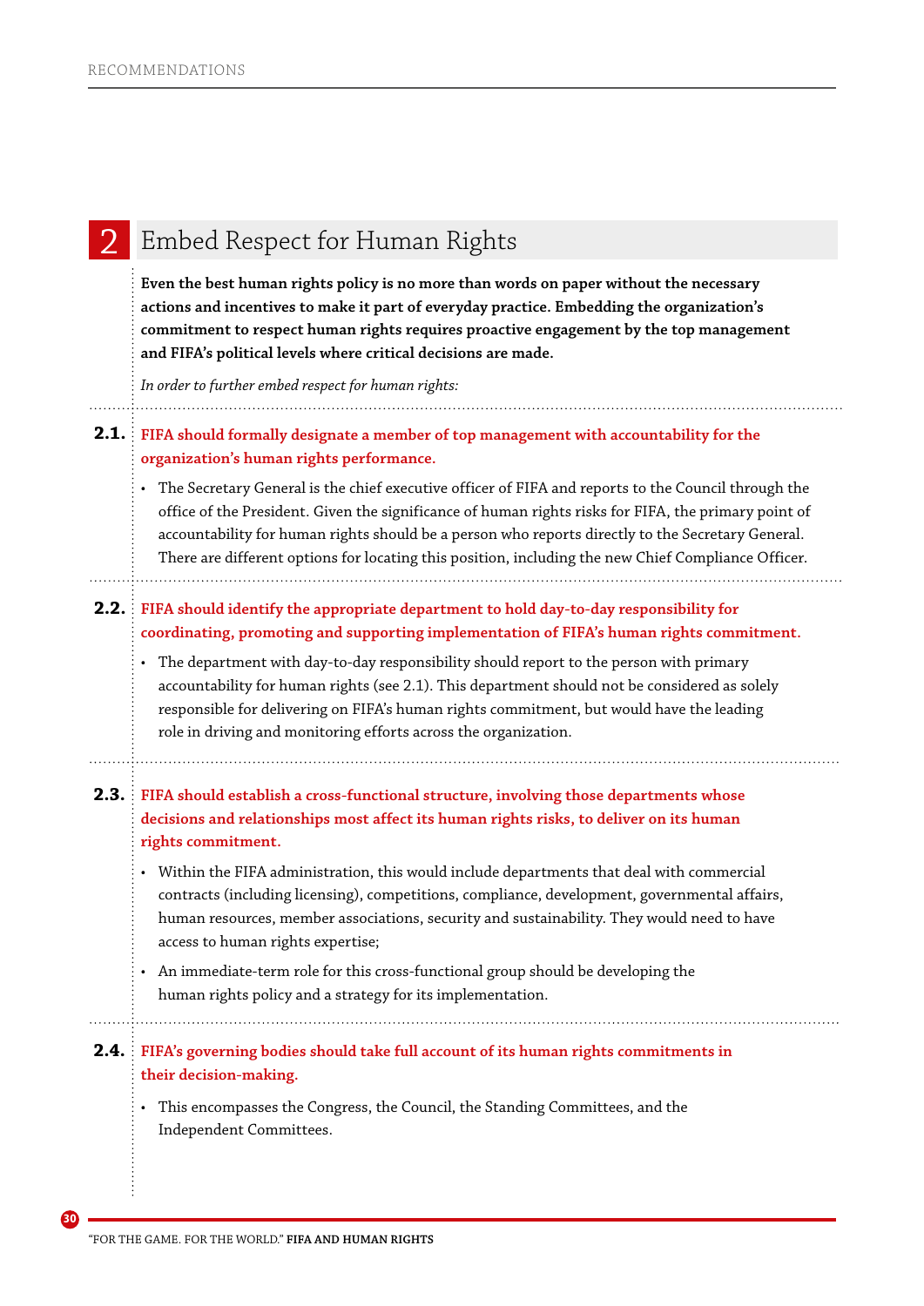## 2 Embed Respect for Human Rights

**Even the best human rights policy is no more than words on paper without the necessary actions and incentives to make it part of everyday practice. Embedding the organization's commitment to respect human rights requires proactive engagement by the top management and FIFA's political levels where critical decisions are made.**

*In order to further embed respect for human rights:*

**2.1. FIFA should formally designate a member of top management with accountability for the organization's human rights performance.**

- The Secretary General is the chief executive officer of FIFA and reports to the Council through the office of the President. Given the significance of human rights risks for FIFA, the primary point of accountability for human rights should be a person who reports directly to the Secretary General. There are different options for locating this position, including the new Chief Compliance Officer.

**2.2. FIFA should identify the appropriate department to hold day-to-day responsibility for coordinating, promoting and supporting implementation of FIFA's human rights commitment.**

- The department with day-to-day responsibility should report to the person with primary accountability for human rights (see 2.1). This department should not be considered as solely responsible for delivering on FIFA's human rights commitment, but would have the leading role in driving and monitoring efforts across the organization.

**2.3. FIFA should establish a cross-functional structure, involving those departments whose decisions and relationships most affect its human rights risks, to deliver on its human rights commitment.**

- Within the FIFA administration, this would include departments that deal with commercial contracts (including licensing), competitions, compliance, development, governmental affairs, human resources, member associations, security and sustainability. They would need to have access to human rights expertise;
- An immediate-term role for this cross-functional group should be developing the human rights policy and a strategy for its implementation.

**2.4. FIFA's governing bodies should take full account of its human rights commitments in their decision-making.**

- This encompasses the Congress, the Council, the Standing Committees, and the Independent Committees.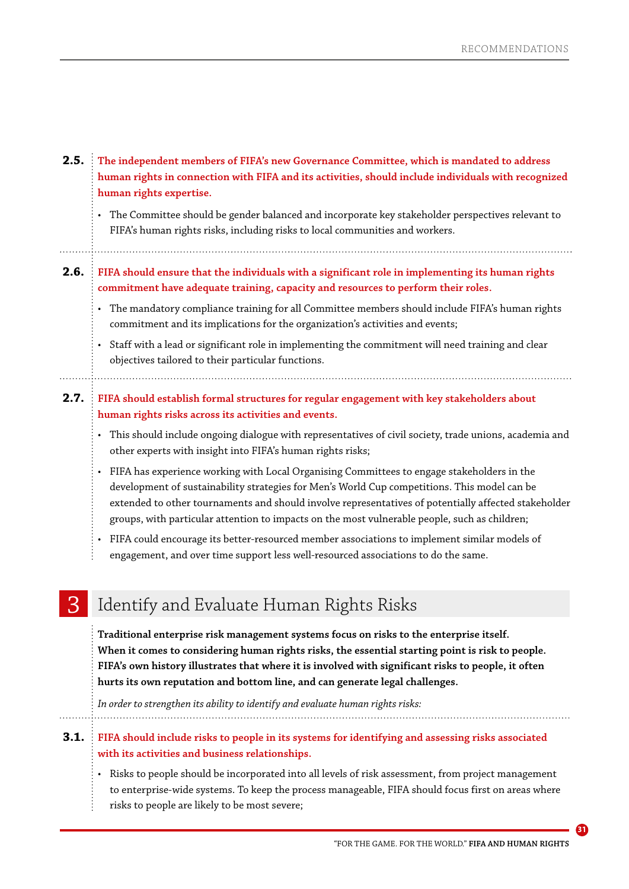**2.5.** **The independent members of FIFA's new Governance Committee, which is mandated to address human rights in connection with FIFA and its activities, should include individuals with recognized human rights expertise.**

- The Committee should be gender balanced and incorporate key stakeholder perspectives relevant to FIFA's human rights risks, including risks to local communities and workers.

**2.6.** **FIFA should ensure that the individuals with a significant role in implementing its human rights commitment have adequate training, capacity and resources to perform their roles.**

- The mandatory compliance training for all Committee members should include FIFA's human rights commitment and its implications for the organization's activities and events;
- Staff with a lead or significant role in implementing the commitment will need training and clear objectives tailored to their particular functions.

**2.7.** **FIFA should establish formal structures for regular engagement with key stakeholders about human rights risks across its activities and events.**

- This should include ongoing dialogue with representatives of civil society, trade unions, academia and other experts with insight into FIFA's human rights risks;
- FIFA has experience working with Local Organising Committees to engage stakeholders in the development of sustainability strategies for Men's World Cup competitions. This model can be extended to other tournaments and should involve representatives of potentially affected stakeholder groups, with particular attention to impacts on the most vulnerable people, such as children;
- FIFA could encourage its better-resourced member associations to implement similar models of engagement, and over time support less well-resourced associations to do the same.

## 3 Identify and Evaluate Human Rights Risks

**Traditional enterprise risk management systems focus on risks to the enterprise itself. When it comes to considering human rights risks, the essential starting point is risk to people. FIFA's own history illustrates that where it is involved with significant risks to people, it often hurts its own reputation and bottom line, and can generate legal challenges.**

*In order to strengthen its ability to identify and evaluate human rights risks:*

**3.1.** **FIFA should include risks to people in its systems for identifying and assessing risks associated with its activities and business relationships.**

- Risks to people should be incorporated into all levels of risk assessment, from project management to enterprise-wide systems. To keep the process manageable, FIFA should focus first on areas where risks to people are likely to be most severe;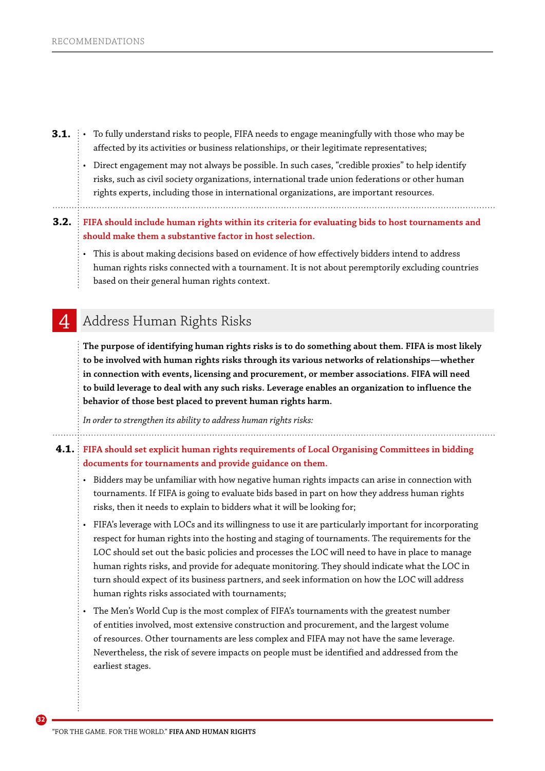**3.1.**

- To fully understand risks to people, FIFA needs to engage meaningfully with those who may be affected by its activities or business relationships, or their legitimate representatives;
- Direct engagement may not always be possible. In such cases, "credible proxies" to help identify risks, such as civil society organizations, international trade union federations or other human rights experts, including those in international organizations, are important resources.

**3.2. FIFA should include human rights within its criteria for evaluating bids to host tournaments and should make them a substantive factor in host selection.**

- This is about making decisions based on evidence of how effectively bidders intend to address human rights risks connected with a tournament. It is not about peremptorily excluding countries based on their general human rights context.

## 4 Address Human Rights Risks

**The purpose of identifying human rights risks is to do something about them. FIFA is most likely to be involved with human rights risks through its various networks of relationships—whether in connection with events, licensing and procurement, or member associations. FIFA will need to build leverage to deal with any such risks. Leverage enables an organization to influence the behavior of those best placed to prevent human rights harm.**

*In order to strengthen its ability to address human rights risks:*

**4.1. FIFA should set explicit human rights requirements of Local Organising Committees in bidding documents for tournaments and provide guidance on them.**

- Bidders may be unfamiliar with how negative human rights impacts can arise in connection with tournaments. If FIFA is going to evaluate bids based in part on how they address human rights risks, then it needs to explain to bidders what it will be looking for;
- FIFA's leverage with LOCs and its willingness to use it are particularly important for incorporating respect for human rights into the hosting and staging of tournaments. The requirements for the LOC should set out the basic policies and processes the LOC will need to have in place to manage human rights risks, and provide for adequate monitoring. They should indicate what the LOC in turn should expect of its business partners, and seek information on how the LOC will address human rights risks associated with tournaments;
- The Men's World Cup is the most complex of FIFA's tournaments with the greatest number of entities involved, most extensive construction and procurement, and the largest volume of resources. Other tournaments are less complex and FIFA may not have the same leverage. Nevertheless, the risk of severe impacts on people must be identified and addressed from the earliest stages.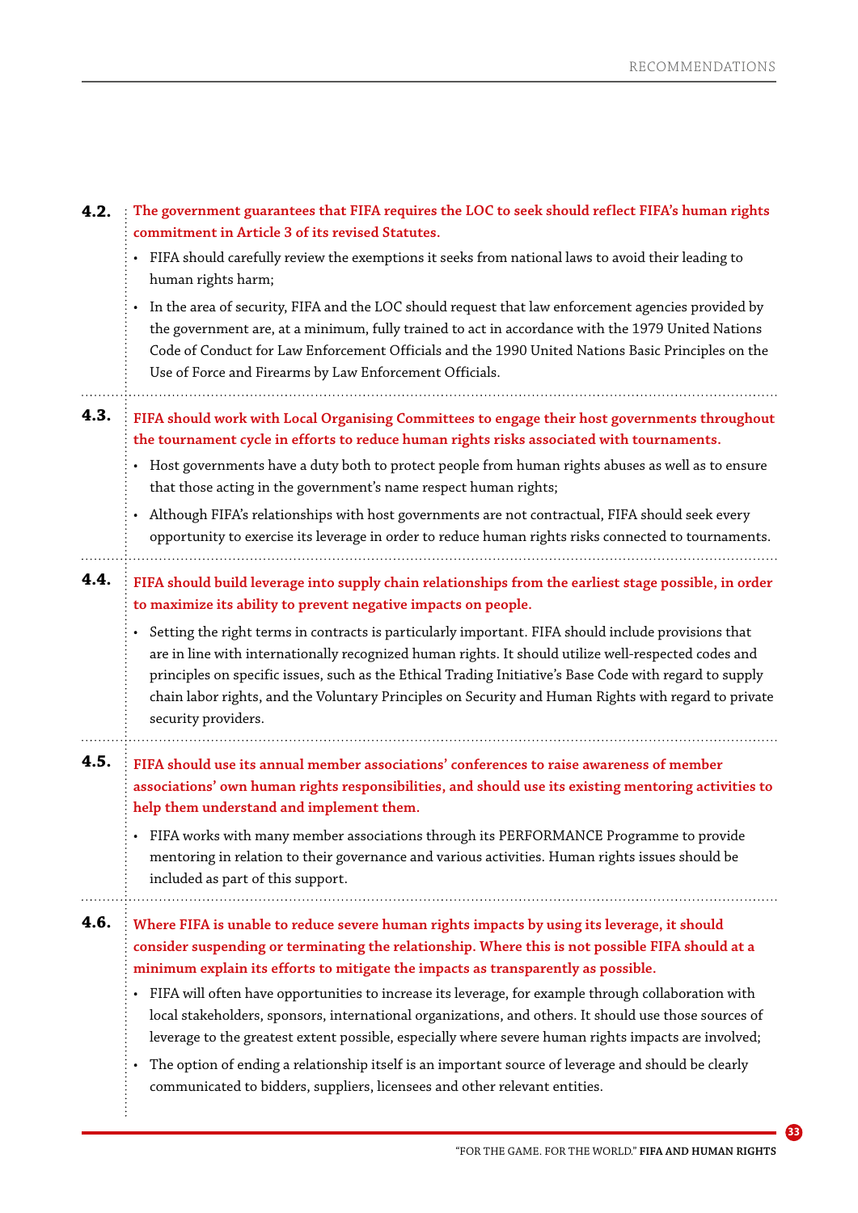**4.2.** **The government guarantees that FIFA requires the LOC to seek should reflect FIFA's human rights commitment in Article 3 of its revised Statutes.**

- FIFA should carefully review the exemptions it seeks from national laws to avoid their leading to human rights harm;
- In the area of security, FIFA and the LOC should request that law enforcement agencies provided by the government are, at a minimum, fully trained to act in accordance with the 1979 United Nations Code of Conduct for Law Enforcement Officials and the 1990 United Nations Basic Principles on the Use of Force and Firearms by Law Enforcement Officials.

**4.3.** **FIFA should work with Local Organising Committees to engage their host governments throughout the tournament cycle in efforts to reduce human rights risks associated with tournaments.**

- Host governments have a duty both to protect people from human rights abuses as well as to ensure that those acting in the government's name respect human rights;
- Although FIFA's relationships with host governments are not contractual, FIFA should seek every opportunity to exercise its leverage in order to reduce human rights risks connected to tournaments.

**4.4.** **FIFA should build leverage into supply chain relationships from the earliest stage possible, in order to maximize its ability to prevent negative impacts on people.**

- Setting the right terms in contracts is particularly important. FIFA should include provisions that are in line with internationally recognized human rights. It should utilize well-respected codes and principles on specific issues, such as the Ethical Trading Initiative's Base Code with regard to supply chain labor rights, and the Voluntary Principles on Security and Human Rights with regard to private security providers.

**4.5.** **FIFA should use its annual member associations' conferences to raise awareness of member associations' own human rights responsibilities, and should use its existing mentoring activities to help them understand and implement them.**

- FIFA works with many member associations through its PERFORMANCE Programme to provide mentoring in relation to their governance and various activities. Human rights issues should be included as part of this support.

**4.6.** **Where FIFA is unable to reduce severe human rights impacts by using its leverage, it should consider suspending or terminating the relationship. Where this is not possible FIFA should at a minimum explain its efforts to mitigate the impacts as transparently as possible.**

- FIFA will often have opportunities to increase its leverage, for example through collaboration with local stakeholders, sponsors, international organizations, and others. It should use those sources of leverage to the greatest extent possible, especially where severe human rights impacts are involved;
- The option of ending a relationship itself is an important source of leverage and should be clearly communicated to bidders, suppliers, licensees and other relevant entities.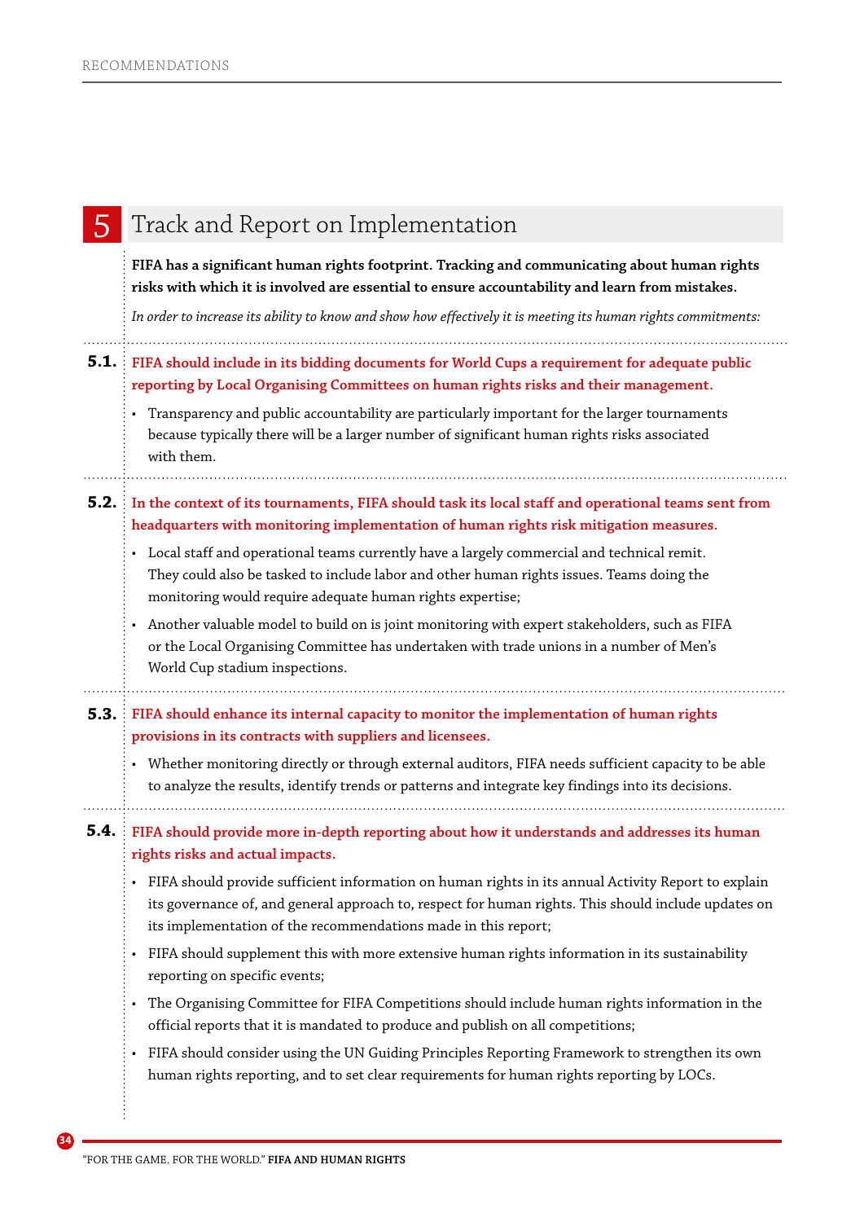## 5 Track and Report on Implementation

**FIFA has a significant human rights footprint. Tracking and communicating about human rights risks with which it is involved are essential to ensure accountability and learn from mistakes.**

*In order to increase its ability to know and show how effectively it is meeting its human rights commitments:*

**5.1. FIFA should include in its bidding documents for World Cups a requirement for adequate public reporting by Local Organising Committees on human rights risks and their management.**

- Transparency and public accountability are particularly important for the larger tournaments because typically there will be a larger number of significant human rights risks associated with them.

**5.2. In the context of its tournaments, FIFA should task its local staff and operational teams sent from headquarters with monitoring implementation of human rights risk mitigation measures.**

- Local staff and operational teams currently have a largely commercial and technical remit. They could also be tasked to include labor and other human rights issues. Teams doing the monitoring would require adequate human rights expertise;
- Another valuable model to build on is joint monitoring with expert stakeholders, such as FIFA or the Local Organising Committee has undertaken with trade unions in a number of Men's World Cup stadium inspections.

**5.3. FIFA should enhance its internal capacity to monitor the implementation of human rights provisions in its contracts with suppliers and licensees.**

- Whether monitoring directly or through external auditors, FIFA needs sufficient capacity to be able to analyze the results, identify trends or patterns and integrate key findings into its decisions.

**5.4. FIFA should provide more in-depth reporting about how it understands and addresses its human rights risks and actual impacts.**

- FIFA should provide sufficient information on human rights in its annual Activity Report to explain its governance of, and general approach to, respect for human rights. This should include updates on its implementation of the recommendations made in this report;
- FIFA should supplement this with more extensive human rights information in its sustainability reporting on specific events;
- The Organising Committee for FIFA Competitions should include human rights information in the official reports that it is mandated to produce and publish on all competitions;
- FIFA should consider using the UN Guiding Principles Reporting Framework to strengthen its own human rights reporting, and to set clear requirements for human rights reporting by LOCs.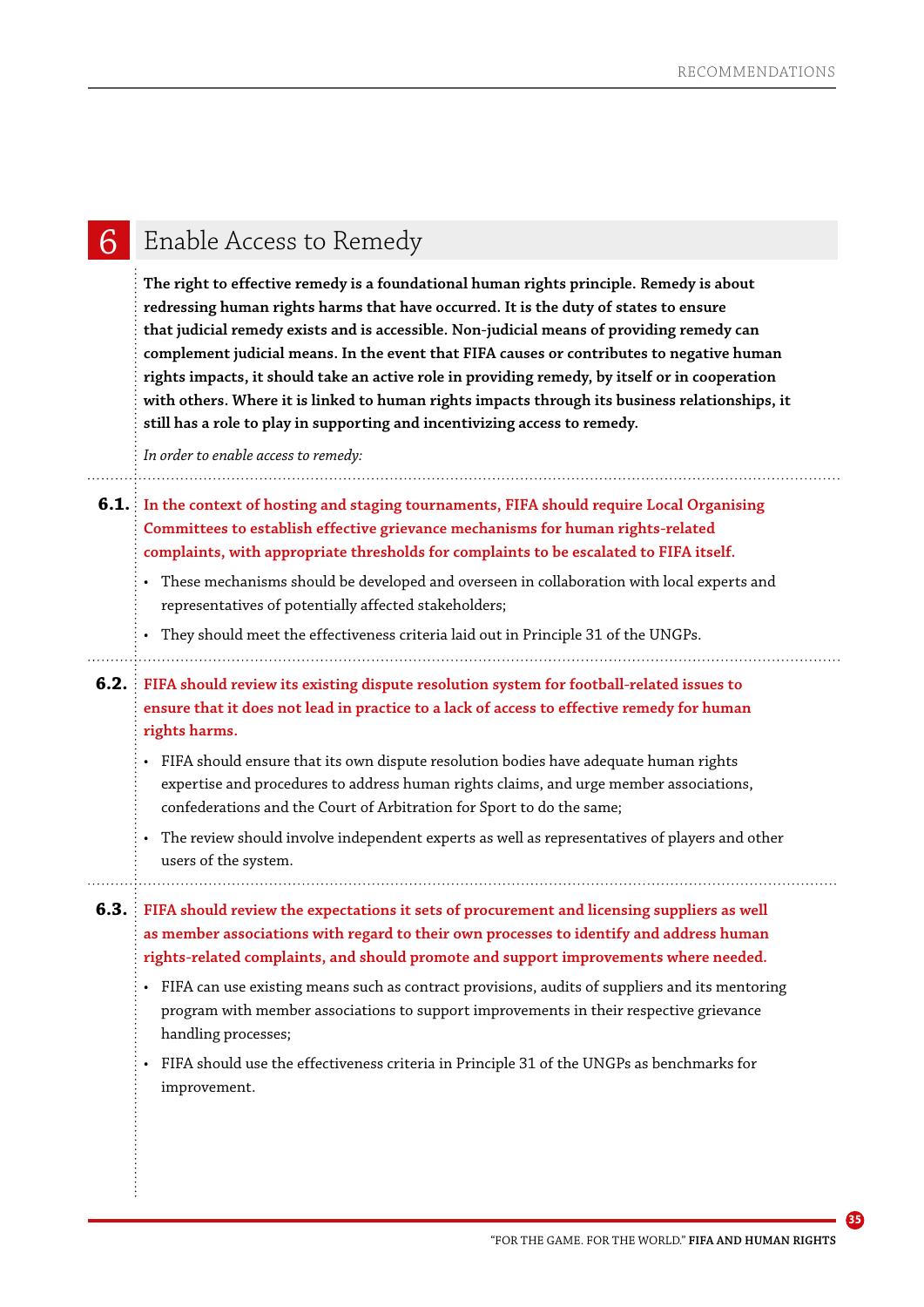# 6 Enable Access to Remedy

**The right to effective remedy is a foundational human rights principle. Remedy is about redressing human rights harms that have occurred. It is the duty of states to ensure that judicial remedy exists and is accessible. Non-judicial means of providing remedy can complement judicial means. In the event that FIFA causes or contributes to negative human rights impacts, it should take an active role in providing remedy, by itself or in cooperation with others. Where it is linked to human rights impacts through its business relationships, it still has a role to play in supporting and incentivizing access to remedy.**

*In order to enable access to remedy:*

**6.1. In the context of hosting and staging tournaments, FIFA should require Local Organising Committees to establish effective grievance mechanisms for human rights-related complaints, with appropriate thresholds for complaints to be escalated to FIFA itself.**

- These mechanisms should be developed and overseen in collaboration with local experts and representatives of potentially affected stakeholders;
- They should meet the effectiveness criteria laid out in Principle 31 of the UNGPs.

**6.2. FIFA should review its existing dispute resolution system for football-related issues to ensure that it does not lead in practice to a lack of access to effective remedy for human rights harms.**

- FIFA should ensure that its own dispute resolution bodies have adequate human rights expertise and procedures to address human rights claims, and urge member associations, confederations and the Court of Arbitration for Sport to do the same;
- The review should involve independent experts as well as representatives of players and other users of the system.

**6.3. FIFA should review the expectations it sets of procurement and licensing suppliers as well as member associations with regard to their own processes to identify and address human rights-related complaints, and should promote and support improvements where needed.**

- FIFA can use existing means such as contract provisions, audits of suppliers and its mentoring program with member associations to support improvements in their respective grievance handling processes;
- FIFA should use the effectiveness criteria in Principle 31 of the UNGPs as benchmarks for improvement.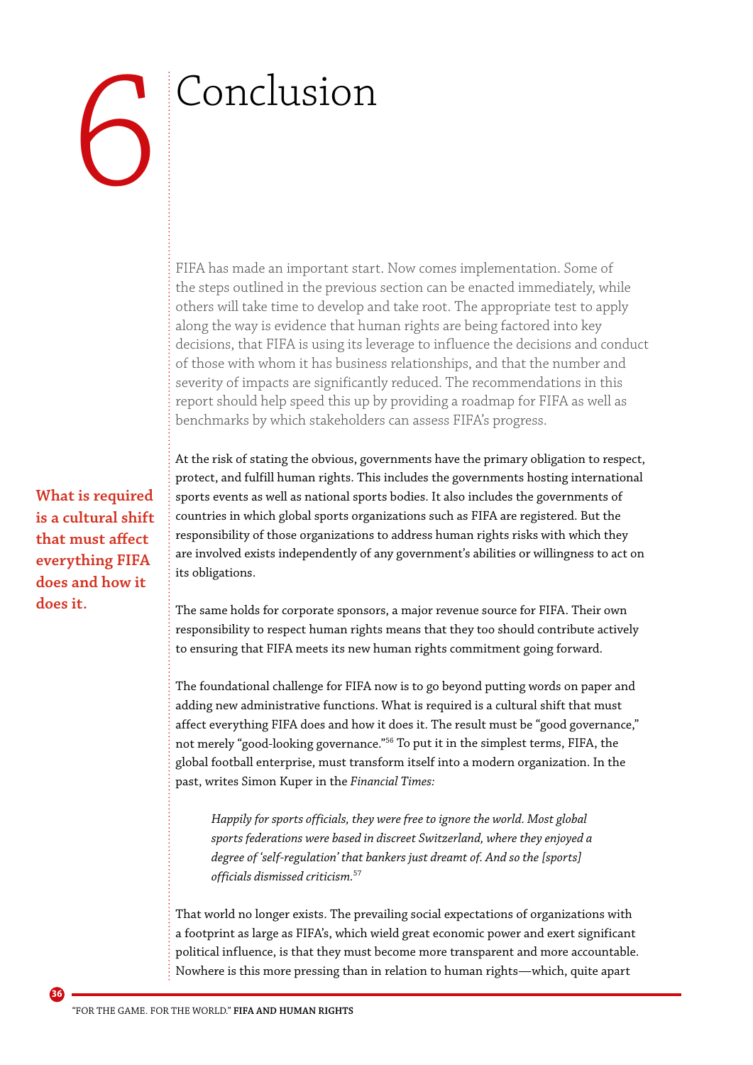# 6 Conclusion

FIFA has made an important start. Now comes implementation. Some of the steps outlined in the previous section can be enacted immediately, while others will take time to develop and take root. The appropriate test to apply along the way is evidence that human rights are being factored into key decisions, that FIFA is using its leverage to influence the decisions and conduct of those with whom it has business relationships, and that the number and severity of impacts are significantly reduced. The recommendations in this report should help speed this up by providing a roadmap for FIFA as well as benchmarks by which stakeholders can assess FIFA's progress.

At the risk of stating the obvious, governments have the primary obligation to respect, protect, and fulfill human rights. This includes the governments hosting international sports events as well as national sports bodies. It also includes the governments of countries in which global sports organizations such as FIFA are registered. But the responsibility of those organizations to address human rights risks with which they are involved exists independently of any government's abilities or willingness to act on its obligations.

**What is required is a cultural shift that must affect everything FIFA does and how it does it.**

The same holds for corporate sponsors, a major revenue source for FIFA. Their own responsibility to respect human rights means that they too should contribute actively to ensuring that FIFA meets its new human rights commitment going forward.

The foundational challenge for FIFA now is to go beyond putting words on paper and adding new administrative functions. What is required is a cultural shift that must affect everything FIFA does and how it does it. The result must be "good governance," not merely "good-looking governance."[56] To put it in the simplest terms, FIFA, the global football enterprise, must transform itself into a modern organization. In the past, writes Simon Kuper in the *Financial Times:*

> *Happily for sports officials, they were free to ignore the world. Most global sports federations were based in discreet Switzerland, where they enjoyed a degree of 'self-regulation' that bankers just dreamt of. And so the [sports] officials dismissed criticism.*[57]

That world no longer exists. The prevailing social expectations of organizations with a footprint as large as FIFA's, which wield great economic power and exert significant political influence, is that they must become more transparent and more accountable. Nowhere is this more pressing than in relation to human rights—which, quite apart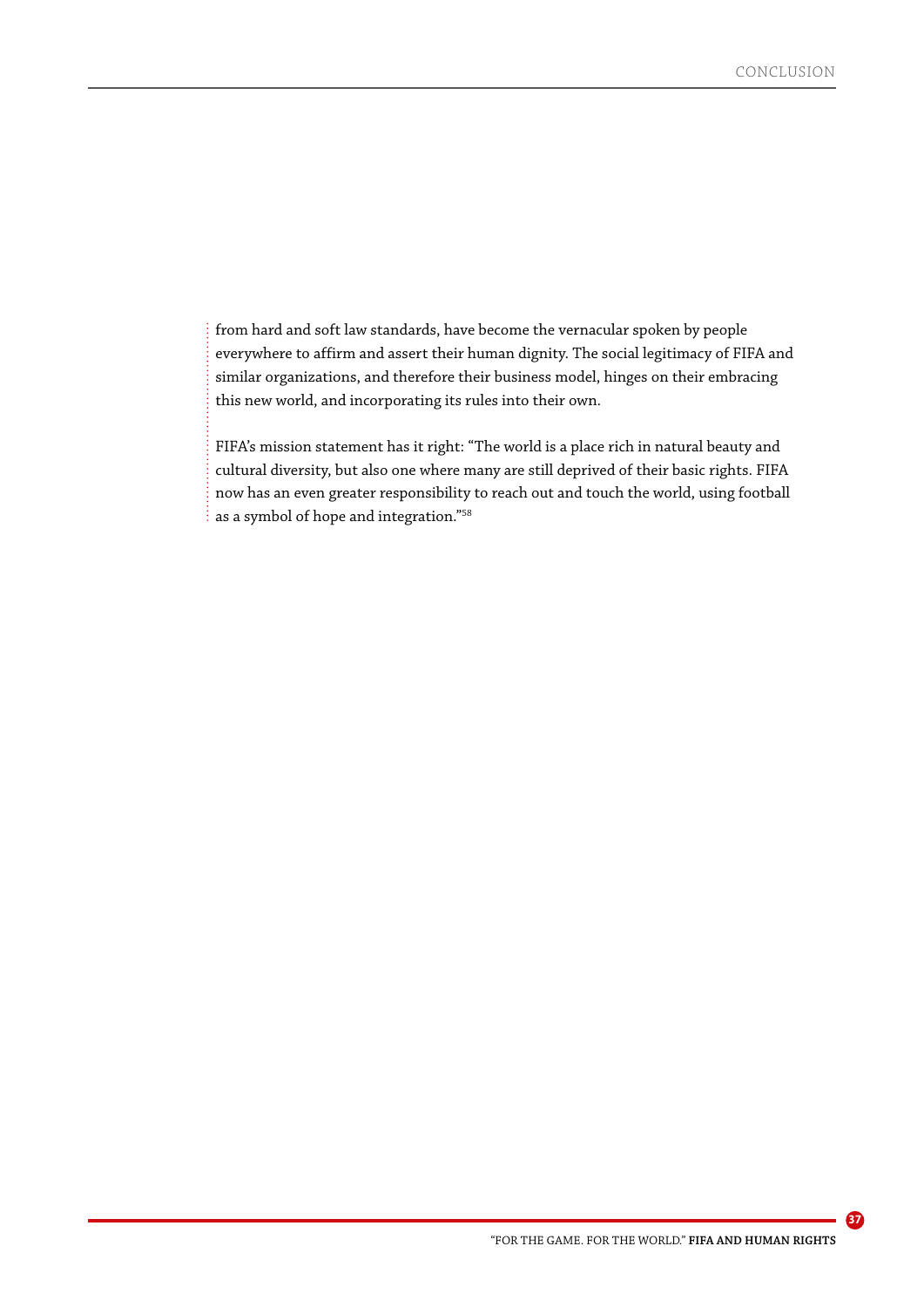from hard and soft law standards, have become the vernacular spoken by people everywhere to affirm and assert their human dignity. The social legitimacy of FIFA and similar organizations, and therefore their business model, hinges on their embracing this new world, and incorporating its rules into their own.

FIFA's mission statement has it right: "The world is a place rich in natural beauty and cultural diversity, but also one where many are still deprived of their basic rights. FIFA now has an even greater responsibility to reach out and touch the world, using football as a symbol of hope and integration."[58]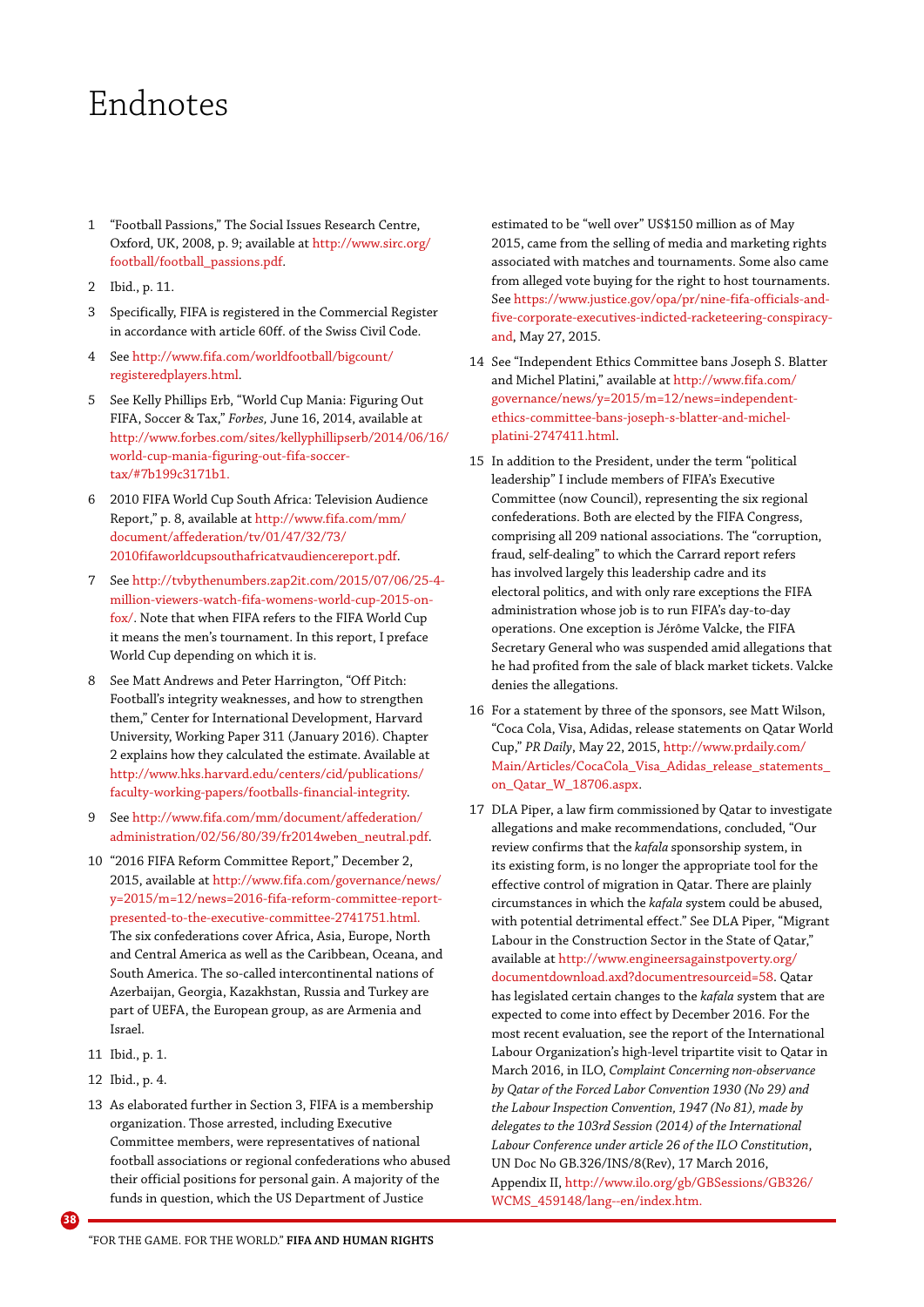# Endnotes

1. "Football Passions," The Social Issues Research Centre, Oxford, UK, 2008, p. 9; available at http://www.sirc.org/football/football_passions.pdf.

2. Ibid., p. 11.

3. Specifically, FIFA is registered in the Commercial Register in accordance with article 60ff. of the Swiss Civil Code.

4. See http://www.fifa.com/worldfootball/bigcount/registeredplayers.html.

5. See Kelly Phillips Erb, "World Cup Mania: Figuring Out FIFA, Soccer & Tax," *Forbes,* June 16, 2014, available at http://www.forbes.com/sites/kellyphillipserb/2014/06/16/world-cup-mania-figuring-out-fifa-soccer-tax/#7b199c3171b1.

6. 2010 FIFA World Cup South Africa: Television Audience Report," p. 8, available at http://www.fifa.com/mm/document/affederation/tv/01/47/32/73/2010fifaworldcupsouthafricatvaudiencereport.pdf.

7. See http://tvbythenumbers.zap2it.com/2015/07/06/25-4-million-viewers-watch-fifa-womens-world-cup-2015-on-fox/. Note that when FIFA refers to the FIFA World Cup it means the men's tournament. In this report, I preface World Cup depending on which it is.

8. See Matt Andrews and Peter Harrington, "Off Pitch: Football's integrity weaknesses, and how to strengthen them," Center for International Development, Harvard University, Working Paper 311 (January 2016). Chapter 2 explains how they calculated the estimate. Available at http://www.hks.harvard.edu/centers/cid/publications/faculty-working-papers/footballs-financial-integrity.

9. See http://www.fifa.com/mm/document/affederation/administration/02/56/80/39/fr2014weben_neutral.pdf.

10. "2016 FIFA Reform Committee Report," December 2, 2015, available at http://www.fifa.com/governance/news/y=2015/m=12/news=2016-fifa-reform-committee-report-presented-to-the-executive-committee-2741751.html. The six confederations cover Africa, Asia, Europe, North and Central America as well as the Caribbean, Oceana, and South America. The so-called intercontinental nations of Azerbaijan, Georgia, Kazakhstan, Russia and Turkey are part of UEFA, the European group, as are Armenia and Israel.

11. Ibid., p. 1.

12. Ibid., p. 4.

13. As elaborated further in Section 3, FIFA is a membership organization. Those arrested, including Executive Committee members, were representatives of national football associations or regional confederations who abused their official positions for personal gain. A majority of the funds in question, which the US Department of Justice estimated to be "well over" US$150 million as of May 2015, came from the selling of media and marketing rights associated with matches and tournaments. Some also came from alleged vote buying for the right to host tournaments. See https://www.justice.gov/opa/pr/nine-fifa-officials-and-five-corporate-executives-indicted-racketeering-conspiracy-and, May 27, 2015.

14. See "Independent Ethics Committee bans Joseph S. Blatter and Michel Platini," available at http://www.fifa.com/governance/news/y=2015/m=12/news=independent-ethics-committee-bans-joseph-s-blatter-and-michel-platini-2747411.html.

15. In addition to the President, under the term "political leadership" I include members of FIFA's Executive Committee (now Council), representing the six regional confederations. Both are elected by the FIFA Congress, comprising all 209 national associations. The "corruption, fraud, self-dealing" to which the Carrard report refers has involved largely this leadership cadre and its electoral politics, and with only rare exceptions the FIFA administration whose job is to run FIFA's day-to-day operations. One exception is Jérôme Valcke, the FIFA Secretary General who was suspended amid allegations that he had profited from the sale of black market tickets. Valcke denies the allegations.

16. For a statement by three of the sponsors, see Matt Wilson, "Coca Cola, Visa, Adidas, release statements on Qatar World Cup," *PR Daily*, May 22, 2015, http://www.prdaily.com/Main/Articles/CocaCola_Visa_Adidas_release_statements_on_Qatar_W_18706.aspx.

17. DLA Piper, a law firm commissioned by Qatar to investigate allegations and make recommendations, concluded, "Our review confirms that the *kafala* sponsorship system, in its existing form, is no longer the appropriate tool for the effective control of migration in Qatar. There are plainly circumstances in which the *kafala* system could be abused, with potential detrimental effect." See DLA Piper, "Migrant Labour in the Construction Sector in the State of Qatar," available at http://www.engineersagainstpoverty.org/documentdownload.axd?documentresourceid=58. Qatar has legislated certain changes to the *kafala* system that are expected to come into effect by December 2016. For the most recent evaluation, see the report of the International Labour Organization's high-level tripartite visit to Qatar in March 2016, in ILO, *Complaint Concerning non-observance by Qatar of the Forced Labor Convention 1930 (No 29) and the Labour Inspection Convention, 1947 (No 81), made by delegates to the 103rd Session (2014) of the International Labour Conference under article 26 of the ILO Constitution*, UN Doc No GB.326/INS/8(Rev), 17 March 2016, Appendix II, http://www.ilo.org/gb/GBSessions/GB326/WCMS_459148/lang--en/index.htm.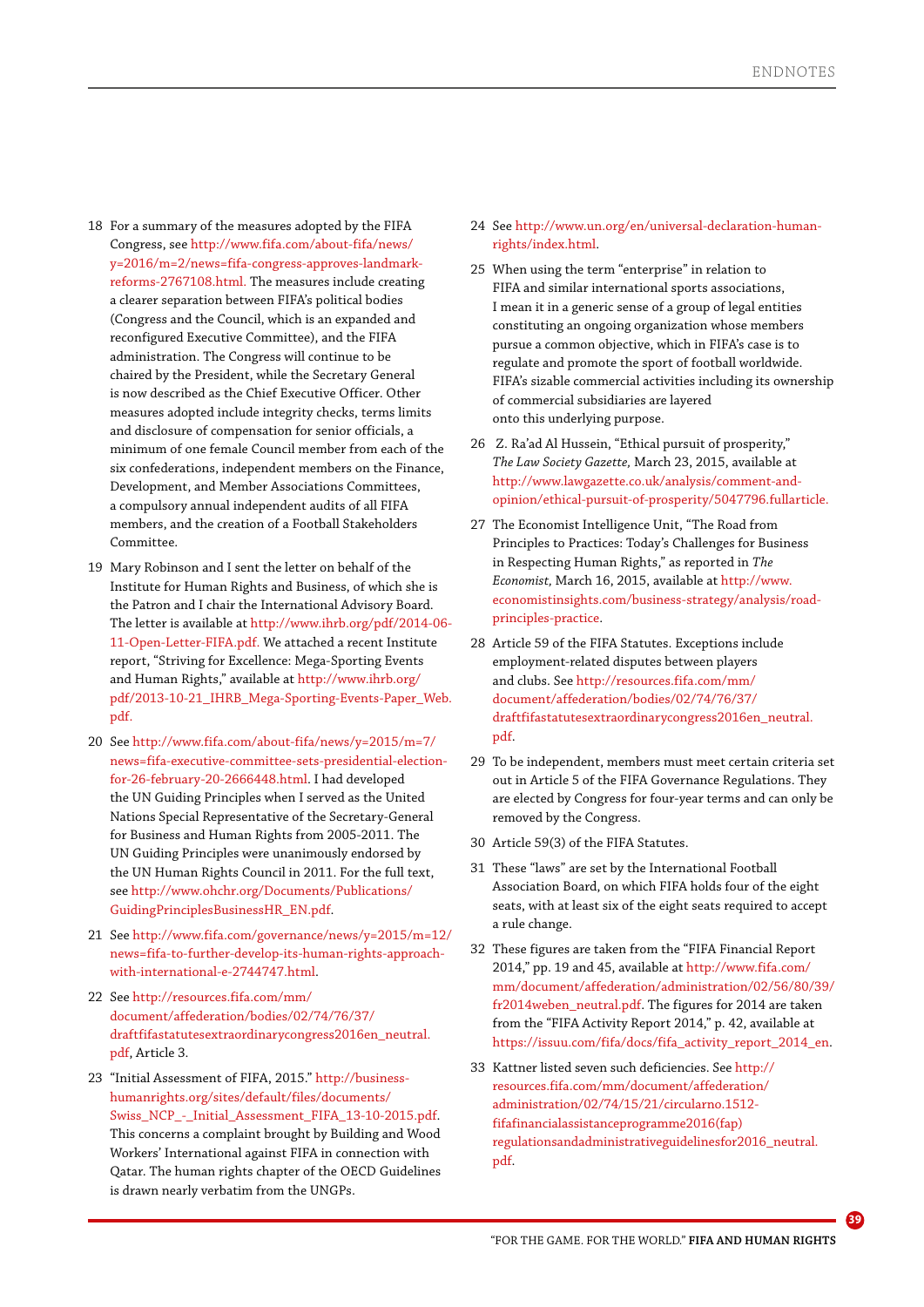18 For a summary of the measures adopted by the FIFA Congress, see http://www.fifa.com/about-fifa/news/y=2016/m=2/news=fifa-congress-approves-landmark-reforms-2767108.html. The measures include creating a clearer separation between FIFA's political bodies (Congress and the Council, which is an expanded and reconfigured Executive Committee), and the FIFA administration. The Congress will continue to be chaired by the President, while the Secretary General is now described as the Chief Executive Officer. Other measures adopted include integrity checks, terms limits and disclosure of compensation for senior officials, a minimum of one female Council member from each of the six confederations, independent members on the Finance, Development, and Member Associations Committees, a compulsory annual independent audits of all FIFA members, and the creation of a Football Stakeholders Committee.

19 Mary Robinson and I sent the letter on behalf of the Institute for Human Rights and Business, of which she is the Patron and I chair the International Advisory Board. The letter is available at http://www.ihrb.org/pdf/2014-06-11-Open-Letter-FIFA.pdf. We attached a recent Institute report, "Striving for Excellence: Mega-Sporting Events and Human Rights," available at http://www.ihrb.org/pdf/2013-10-21_IHRB_Mega-Sporting-Events-Paper_Web.pdf.

20 See http://www.fifa.com/about-fifa/news/y=2015/m=7/news=fifa-executive-committee-sets-presidential-election-for-26-february-20-2666448.html. I had developed the UN Guiding Principles when I served as the United Nations Special Representative of the Secretary-General for Business and Human Rights from 2005-2011. The UN Guiding Principles were unanimously endorsed by the UN Human Rights Council in 2011. For the full text, see http://www.ohchr.org/Documents/Publications/GuidingPrinciplesBusinessHR_EN.pdf.

21 See http://www.fifa.com/governance/news/y=2015/m=12/news=fifa-to-further-develop-its-human-rights-approach-with-international-e-2744747.html.

22 See http://resources.fifa.com/mm/document/affederation/bodies/02/74/76/37/draftfifastatutesextraordinarycongress2016en_neutral.pdf, Article 3.

23 "Initial Assessment of FIFA, 2015." http://business-humanrights.org/sites/default/files/documents/Swiss_NCP_-_Initial_Assessment_FIFA_13-10-2015.pdf. This concerns a complaint brought by Building and Wood Workers' International against FIFA in connection with Qatar. The human rights chapter of the OECD Guidelines is drawn nearly verbatim from the UNGPs.

24 See http://www.un.org/en/universal-declaration-human-rights/index.html.

25 When using the term "enterprise" in relation to FIFA and similar international sports associations, I mean it in a generic sense of a group of legal entities constituting an ongoing organization whose members pursue a common objective, which in FIFA's case is to regulate and promote the sport of football worldwide. FIFA's sizable commercial activities including its ownership of commercial subsidiaries are layered onto this underlying purpose.

26 Z. Ra'ad Al Hussein, "Ethical pursuit of prosperity," *The Law Society Gazette*, March 23, 2015, available at http://www.lawgazette.co.uk/analysis/comment-and-opinion/ethical-pursuit-of-prosperity/5047796.fullarticle.

27 The Economist Intelligence Unit, "The Road from Principles to Practices: Today's Challenges for Business in Respecting Human Rights," as reported in *The Economist*, March 16, 2015, available at http://www.economistinsights.com/business-strategy/analysis/road-principles-practice.

28 Article 59 of the FIFA Statutes. Exceptions include employment-related disputes between players and clubs. See http://resources.fifa.com/mm/document/affederation/bodies/02/74/76/37/draftfifastatutesextraordinarycongress2016en_neutral.pdf.

29 To be independent, members must meet certain criteria set out in Article 5 of the FIFA Governance Regulations. They are elected by Congress for four-year terms and can only be removed by the Congress.

30 Article 59(3) of the FIFA Statutes.

31 These "laws" are set by the International Football Association Board, on which FIFA holds four of the eight seats, with at least six of the eight seats required to accept a rule change.

32 These figures are taken from the "FIFA Financial Report 2014," pp. 19 and 45, available at http://www.fifa.com/mm/document/affederation/administration/02/56/80/39/fr2014weben_neutral.pdf. The figures for 2014 are taken from the "FIFA Activity Report 2014," p. 42, available at https://issuu.com/fifa/docs/fifa_activity_report_2014_en.

33 Kattner listed seven such deficiencies. See http://resources.fifa.com/mm/document/affederation/administration/02/74/15/21/circularno.1512-fifafinancialassistanceprogramme2016(fap)regulationsandadministrativeguidelinesfor2016_neutral.pdf.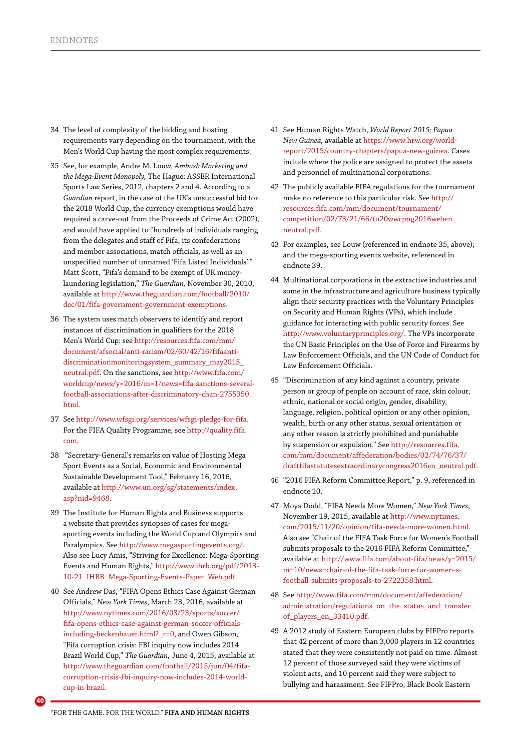34 The level of complexity of the bidding and hosting requirements vary depending on the tournament, with the Men's World Cup having the most complex requirements.

35 See, for example, Andre M. Louw, *Ambush Marketing and the Mega-Event Monopoly,* The Hague: ASSER International Sports Law Series, 2012, chapters 2 and 4. According to a *Guardian* report, in the case of the UK's unsuccessful bid for the 2018 World Cup, the currency exemptions would have required a carve-out from the Proceeds of Crime Act (2002), and would have applied to "hundreds of individuals ranging from the delegates and staff of Fifa, its confederations and member associations, match officials, as well as an unspecified number of unnamed 'Fifa Listed Individuals'." Matt Scott, "Fifa's demand to be exempt of UK money-laundering legislation," *The Guardian,* November 30, 2010, available at http://www.theguardian.com/football/2010/dec/01/fifa-government-government-exemptions.

36 The system uses match observers to identify and report instances of discrimination in qualifiers for the 2018 Men's World Cup: see http://resources.fifa.com/mm/document/afsocial/anti-racism/02/60/42/16/fifaanti-discriminationmonitoringsystem_summary_may2015_neutral.pdf. On the sanctions, see http://www.fifa.com/worldcup/news/y=2016/m=1/news=fifa-sanctions-several-football-associations-after-discriminatory-chan-2755350.html.

37 See http://www.wfsgi.org/services/wfsgi-pledge-for-fifa. For the FIFA Quality Programme, see http://quality.fifa.com.

38 "Secretary-General's remarks on value of Hosting Mega Sport Events as a Social, Economic and Environmental Sustainable Development Tool," February 16, 2016, available at http://www.un.org/sg/statements/index.asp?nid=9468.

39 The Institute for Human Rights and Business supports a website that provides synopses of cases for mega-sporting events including the World Cup and Olympics and Paralympics. See http://www.megasportingevents.org/. Also see Lucy Amis, "Striving for Excellence: Mega-Sporting Events and Human Rights," http://www.ihrb.org/pdf/2013-10-21_IHRB_Mega-Sporting-Events-Paper_Web.pdf.

40 See Andrew Das, "FIFA Opens Ethics Case Against German Officials," *New York Times*, March 23, 2016, available at http://www.nytimes.com/2016/03/23/sports/soccer/fifa-opens-ethics-case-against-german-soccer-officials-including-beckenbauer.html?_r=0, and Owen Gibson, "Fifa corruption crisis: FBI inquiry now includes 2014 Brazil World Cup," *The Guardian*, June 4, 2015, available at http://www.theguardian.com/football/2015/jun/04/fifa-corruption-crisis-fbi-inquiry-now-includes-2014-world-cup-in-brazil.

41 See Human Rights Watch, *World Report 2015: Papua New Guinea,* available at https://www.hrw.org/world-report/2015/country-chapters/papua-new-guinea. Cases include where the police are assigned to protect the assets and personnel of multinational corporations.

42 The publicly available FIFA regulations for the tournament make no reference to this particular risk. See http://resources.fifa.com/mm/document/tournament/competition/02/73/21/66/fu20wwcpng2016weben_neutral.pdf.

43 For examples, see Louw (referenced in endnote 35, above); and the mega-sporting events website, referenced in endnote 39.

44 Multinational corporations in the extractive industries and some in the infrastructure and agriculture business typically align their security practices with the Voluntary Principles on Security and Human Rights (VPs), which include guidance for interacting with public security forces. See http://www.voluntaryprinciples.org/. The VPs incorporate the UN Basic Principles on the Use of Force and Firearms by Law Enforcement Officials, and the UN Code of Conduct for Law Enforcement Officials.

45 "Discrimination of any kind against a country, private person or group of people on account of race, skin colour, ethnic, national or social origin, gender, disability, language, religion, political opinion or any other opinion, wealth, birth or any other status, sexual orientation or any other reason is strictly prohibited and punishable by suspension or expulsion." See http://resources.fifa.com/mm/document/affederation/bodies/02/74/76/37/draftfifastatutesextraordinarycongress2016en_neutral.pdf.

46 "2016 FIFA Reform Committee Report," p. 9, referenced in endnote 10.

47 Moya Dodd, "FIFA Needs More Women," *New York Times*, November 19, 2015, available at http://www.nytimes.com/2015/11/20/opinion/fifa-needs-more-women.html. Also see "Chair of the FIFA Task Force for Women's Football submits proposals to the 2016 FIFA Reform Committee," available at http://www.fifa.com/about-fifa/news/y=2015/m=10/news=chair-of-the-fifa-task-force-for-women-s-football-submits-proposals-to-2722358.html.

48 See http://www.fifa.com/mm/document/affederation/administration/regulations_on_the_status_and_transfer_of_players_en_33410.pdf.

49 A 2012 study of Eastern European clubs by FIFPro reports that 42 percent of more than 3,000 players in 12 countries stated that they were consistently not paid on time. Almost 12 percent of those surveyed said they were victims of violent acts, and 10 percent said they were subject to bullying and harassment. See FIFPro, Black Book Eastern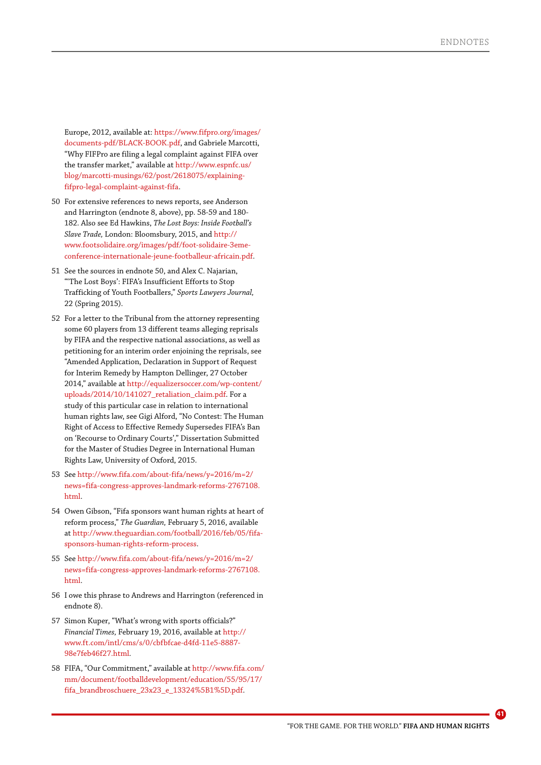Europe, 2012, available at: https://www.fifpro.org/images/documents-pdf/BLACK-BOOK.pdf, and Gabriele Marcotti, "Why FIFPro are filing a legal complaint against FIFA over the transfer market," available at http://www.espnfc.us/blog/marcotti-musings/62/post/2618075/explaining-fifpro-legal-complaint-against-fifa.

50 For extensive references to news reports, see Anderson and Harrington (endnote 8, above), pp. 58-59 and 180-182. Also see Ed Hawkins, *The Lost Boys: Inside Football's Slave Trade,* London: Bloomsbury, 2015, and http://www.footsolidaire.org/images/pdf/foot-solidaire-3eme-conference-internationale-jeune-footballeur-africain.pdf.

51 See the sources in endnote 50, and Alex C. Najarian, "'The Lost Boys': FIFA's Insufficient Efforts to Stop Trafficking of Youth Footballers," *Sports Lawyers Journal,* 22 (Spring 2015).

52 For a letter to the Tribunal from the attorney representing some 60 players from 13 different teams alleging reprisals by FIFA and the respective national associations, as well as petitioning for an interim order enjoining the reprisals, see "Amended Application, Declaration in Support of Request for Interim Remedy by Hampton Dellinger, 27 October 2014," available at http://equalizersoccer.com/wp-content/uploads/2014/10/141027_retaliation_claim.pdf. For a study of this particular case in relation to international human rights law, see Gigi Alford, "No Contest: The Human Right of Access to Effective Remedy Supersedes FIFA's Ban on 'Recourse to Ordinary Courts'," Dissertation Submitted for the Master of Studies Degree in International Human Rights Law, University of Oxford, 2015.

53 See http://www.fifa.com/about-fifa/news/y=2016/m=2/news=fifa-congress-approves-landmark-reforms-2767108.html.

54 Owen Gibson, "Fifa sponsors want human rights at heart of reform process," *The Guardian,* February 5, 2016, available at http://www.theguardian.com/football/2016/feb/05/fifa-sponsors-human-rights-reform-process.

55 See http://www.fifa.com/about-fifa/news/y=2016/m=2/news=fifa-congress-approves-landmark-reforms-2767108.html.

56 I owe this phrase to Andrews and Harrington (referenced in endnote 8).

57 Simon Kuper, "What's wrong with sports officials?" *Financial Times,* February 19, 2016, available at http://www.ft.com/intl/cms/s/0/cbfbfcae-d4fd-11e5-8887-98e7feb46f27.html.

58 FIFA, "Our Commitment," available at http://www.fifa.com/mm/document/footballdevelopment/education/55/95/17/fifa_brandbroschuere_23x23_e_13324%5B1%5D.pdf.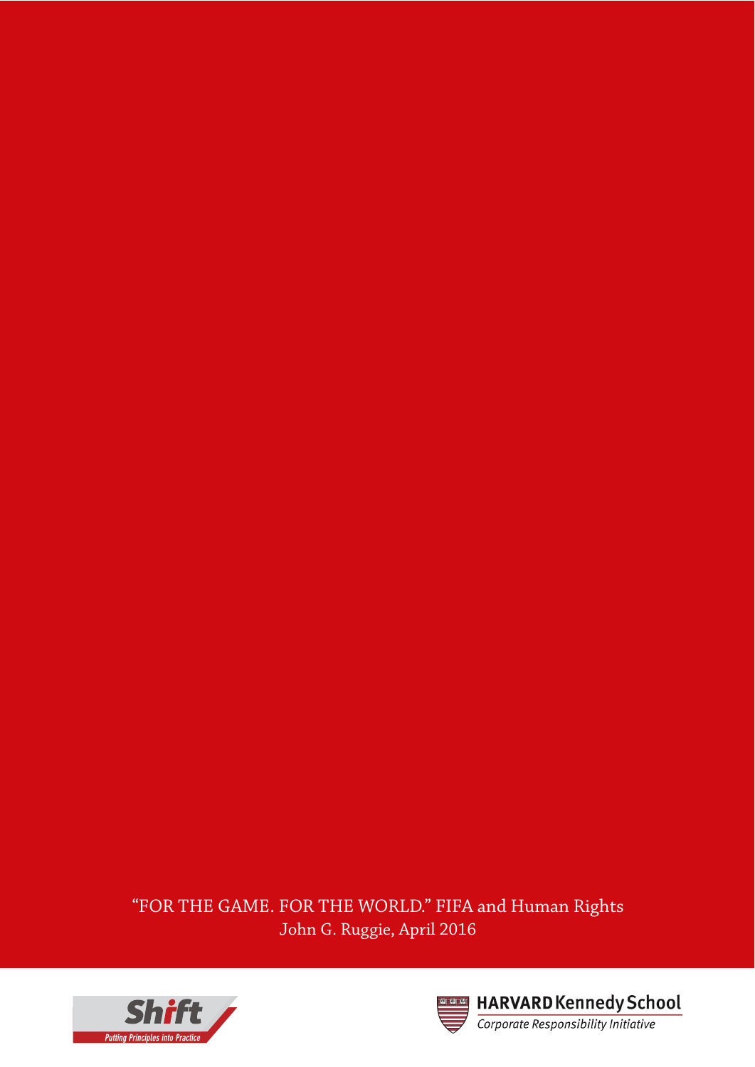"FOR THE GAME. FOR THE WORLD." FIFA and Human Rights
John G. Ruggie, April 2016

Shift
Putting Principles into Practice

HARVARD Kennedy School
Corporate Responsibility Initiative